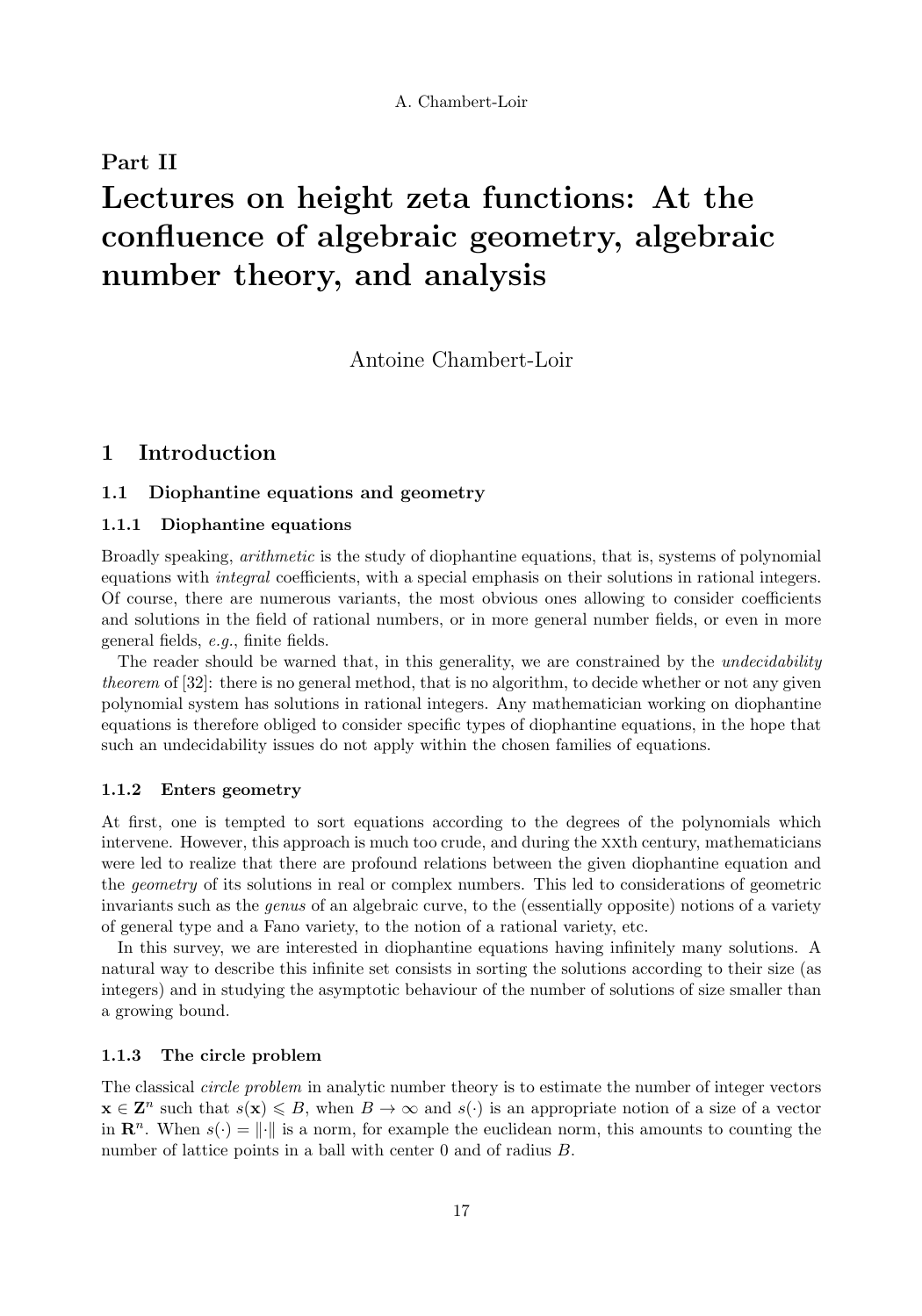# Part II

# Lectures on height zeta functions: At the confluence of algebraic geometry, algebraic number theory, and analysis

Antoine Chambert-Loir

## 1 Introduction

### 1.1 Diophantine equations and geometry

#### 1.1.1 Diophantine equations

Broadly speaking, *arithmetic* is the study of diophantine equations, that is, systems of polynomial equations with *integral* coefficients, with a special emphasis on their solutions in rational integers. Of course, there are numerous variants, the most obvious ones allowing to consider coefficients and solutions in the field of rational numbers, or in more general number fields, or even in more general fields, *e.g.*, finite fields.

The reader should be warned that, in this generality, we are constrained by the *undecidability theorem* of [32]: there is no general method, that is no algorithm, to decide whether or not any given polynomial system has solutions in rational integers. Any mathematician working on diophantine equations is therefore obliged to consider specific types of diophantine equations, in the hope that such an undecidability issues do not apply within the chosen families of equations.

#### 1.1.2 Enters geometry

At first, one is tempted to sort equations according to the degrees of the polynomials which intervene. However, this approach is much too crude, and during the XXth century, mathematicians were led to realize that there are profound relations between the given diophantine equation and the *geometry* of its solutions in real or complex numbers. This led to considerations of geometric invariants such as the *genus* of an algebraic curve, to the (essentially opposite) notions of a variety of general type and a Fano variety, to the notion of a rational variety, etc.

In this survey, we are interested in diophantine equations having infinitely many solutions. A natural way to describe this infinite set consists in sorting the solutions according to their size (as integers) and in studying the asymptotic behaviour of the number of solutions of size smaller than a growing bound.

#### 1.1.3 The circle problem

The classical *circle problem* in analytic number theory is to estimate the number of integer vectors $\mathbf{x} \in \mathbf{Z}^n$ such that $s(\mathbf{x}) \leqslant B$, when $B \to \infty$ and $s(\cdot)$ is an appropriate notion of a size of a vector in $\mathbf{R}^n$. When $s(\cdot) = \|\cdot\|$ is a norm, for example the euclidean norm, this amounts to counting the number of lattice points in a ball with center 0 and of radius $B$.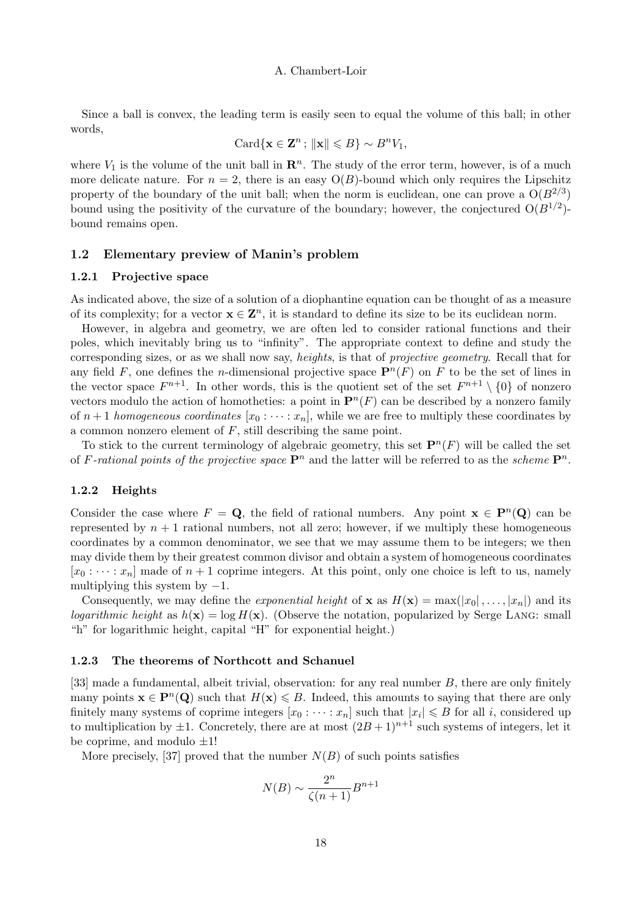Since a ball is convex, the leading term is easily seen to equal the volume of this ball; in other words,

$$\mathrm{Card}\{\mathbf{x} \in \mathbf{Z}^n\,;\, \|\mathbf{x}\| \leqslant B\} \sim B^n V_1,$$

where $V_1$ is the volume of the unit ball in $\mathbf{R}^n$. The study of the error term, however, is of a much more delicate nature. For $n = 2$, there is an easy $\mathrm{O}(B)$-bound which only requires the Lipschitz property of the boundary of the unit ball; when the norm is euclidean, one can prove a $\mathrm{O}(B^{2/3})$ bound using the positivity of the curvature of the boundary; however, the conjectured $\mathrm{O}(B^{1/2})$-bound remains open.

## 1.2 Elementary preview of Manin's problem

### 1.2.1 Projective space

As indicated above, the size of a solution of a diophantine equation can be thought of as a measure of its complexity; for a vector $\mathbf{x} \in \mathbf{Z}^n$, it is standard to define its size to be its euclidean norm.

However, in algebra and geometry, we are often led to consider rational functions and their poles, which inevitably bring us to "infinity". The appropriate context to define and study the corresponding sizes, or as we shall now say, *heights*, is that of *projective geometry*. Recall that for any field $F$, one defines the $n$-dimensional projective space $\mathbf{P}^n(F)$ on $F$ to be the set of lines in the vector space $F^{n+1}$. In other words, this is the quotient set of the set $F^{n+1} \setminus \{0\}$ of nonzero vectors modulo the action of homotheties: a point in $\mathbf{P}^n(F)$ can be described by a nonzero family of $n+1$ *homogeneous coordinates* $[x_0 : \cdots : x_n]$, while we are free to multiply these coordinates by a common nonzero element of $F$, still describing the same point.

To stick to the current terminology of algebraic geometry, this set $\mathbf{P}^n(F)$ will be called the set of *$F$-rational points of the projective space* $\mathbf{P}^n$ and the latter will be referred to as the *scheme* $\mathbf{P}^n$.

### 1.2.2 Heights

Consider the case where $F = \mathbf{Q}$, the field of rational numbers. Any point $\mathbf{x} \in \mathbf{P}^n(\mathbf{Q})$ can be represented by $n+1$ rational numbers, not all zero; however, if we multiply these homogeneous coordinates by a common denominator, we see that we may assume them to be integers; we then may divide them by their greatest common divisor and obtain a system of homogeneous coordinates $[x_0 : \cdots : x_n]$ made of $n+1$ coprime integers. At this point, only one choice is left to us, namely multiplying this system by $-1$.

Consequently, we may define the *exponential height* of $\mathbf{x}$ as $H(\mathbf{x}) = \max(|x_0|, \ldots, |x_n|)$ and its *logarithmic height* as $h(\mathbf{x}) = \log H(\mathbf{x})$. (Observe the notation, popularized by Serge Lang: small "h" for logarithmic height, capital "H" for exponential height.)

### 1.2.3 The theorems of Northcott and Schanuel

[33] made a fundamental, albeit trivial, observation: for any real number $B$, there are only finitely many points $\mathbf{x} \in \mathbf{P}^n(\mathbf{Q})$ such that $H(\mathbf{x}) \leqslant B$. Indeed, this amounts to saying that there are only finitely many systems of coprime integers $[x_0 : \cdots : x_n]$ such that $|x_i| \leqslant B$ for all $i$, considered up to multiplication by $\pm 1$. Concretely, there are at most $(2B+1)^{n+1}$ such systems of integers, let it be coprime, and modulo $\pm 1$!

More precisely, [37] proved that the number $N(B)$ of such points satisfies

$$N(B) \sim \frac{2^n}{\zeta(n+1)} B^{n+1}$$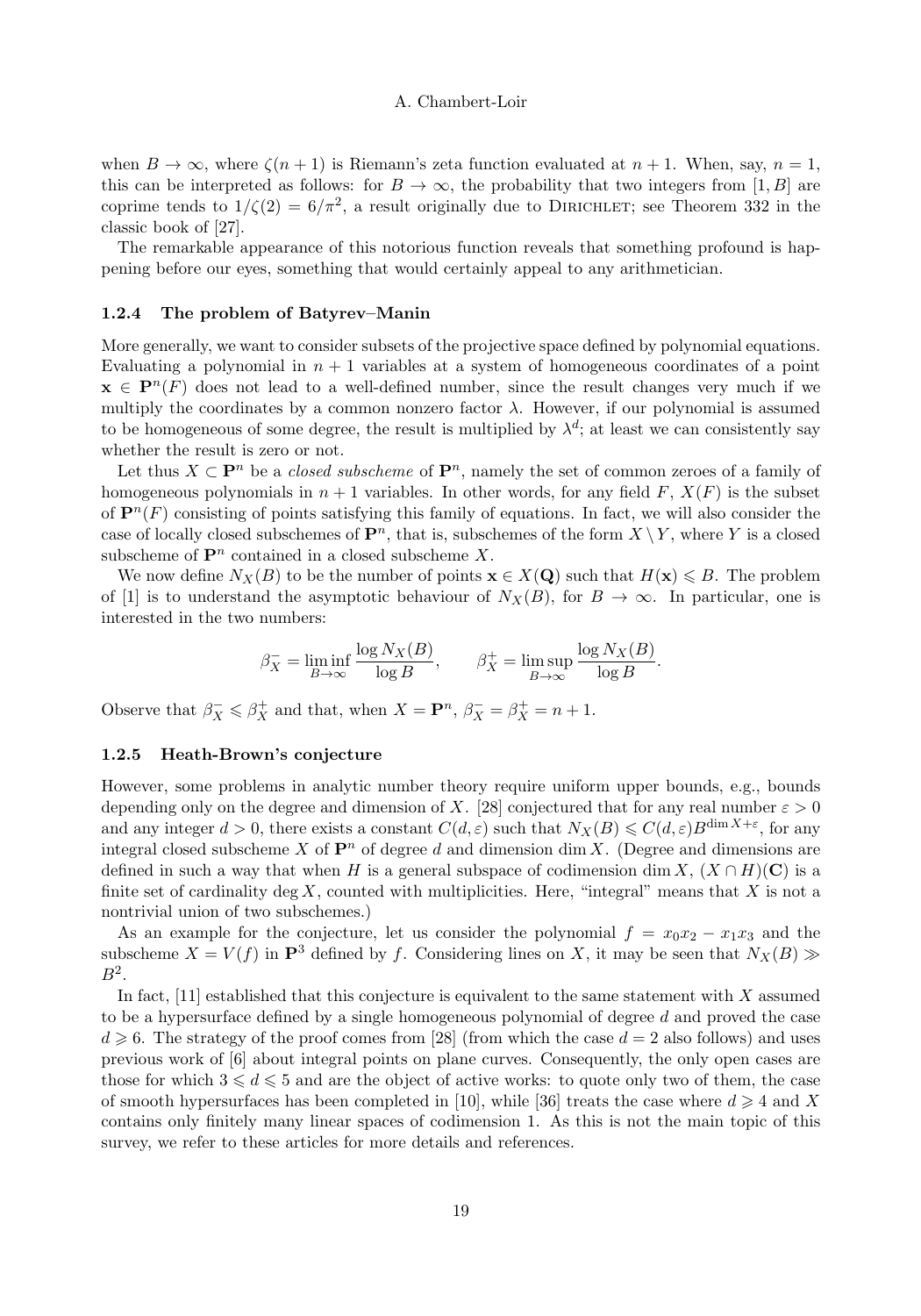when $B \to \infty$, where $\zeta(n+1)$ is Riemann's zeta function evaluated at $n+1$. When, say, $n=1$, this can be interpreted as follows: for $B \to \infty$, the probability that two integers from $[1, B]$ are coprime tends to $1/\zeta(2) = 6/\pi^2$, a result originally due to Dirichlet; see Theorem 332 in the classic book of [27].

The remarkable appearance of this notorious function reveals that something profound is happening before our eyes, something that would certainly appeal to any arithmetician.

### 1.2.4 The problem of Batyrev–Manin

More generally, we want to consider subsets of the projective space defined by polynomial equations. Evaluating a polynomial in $n+1$ variables at a system of homogeneous coordinates of a point $\mathbf{x} \in \mathbf{P}^n(F)$ does not lead to a well-defined number, since the result changes very much if we multiply the coordinates by a common nonzero factor $\lambda$. However, if our polynomial is assumed to be homogeneous of some degree, the result is multiplied by $\lambda^d$; at least we can consistently say whether the result is zero or not.

Let thus $X \subset \mathbf{P}^n$ be a *closed subscheme* of $\mathbf{P}^n$, namely the set of common zeroes of a family of homogeneous polynomials in $n+1$ variables. In other words, for any field $F$, $X(F)$ is the subset of $\mathbf{P}^n(F)$ consisting of points satisfying this family of equations. In fact, we will also consider the case of locally closed subschemes of $\mathbf{P}^n$, that is, subschemes of the form $X \setminus Y$, where $Y$ is a closed subscheme of $\mathbf{P}^n$ contained in a closed subscheme $X$.

We now define $N_X(B)$ to be the number of points $\mathbf{x} \in X(\mathbf{Q})$ such that $H(\mathbf{x}) \leqslant B$. The problem of [1] is to understand the asymptotic behaviour of $N_X(B)$, for $B \to \infty$. In particular, one is interested in the two numbers:

$$\beta_X^- = \liminf_{B\to\infty} \frac{\log N_X(B)}{\log B}, \qquad \beta_X^+ = \limsup_{B\to\infty} \frac{\log N_X(B)}{\log B}.$$

Observe that $\beta_X^- \leqslant \beta_X^+$ and that, when $X = \mathbf{P}^n$, $\beta_X^- = \beta_X^+ = n+1$.

### 1.2.5 Heath-Brown's conjecture

However, some problems in analytic number theory require uniform upper bounds, e.g., bounds depending only on the degree and dimension of $X$. [28] conjectured that for any real number $\varepsilon > 0$ and any integer $d > 0$, there exists a constant $C(d, \varepsilon)$ such that $N_X(B) \leqslant C(d, \varepsilon) B^{\dim X + \varepsilon}$, for any integral closed subscheme $X$ of $\mathbf{P}^n$ of degree $d$ and dimension $\dim X$. (Degree and dimensions are defined in such a way that when $H$ is a general subspace of codimension $\dim X$, $(X \cap H)(\mathbf{C})$ is a finite set of cardinality $\deg X$, counted with multiplicities. Here, "integral" means that $X$ is not a nontrivial union of two subschemes.)

As an example for the conjecture, let us consider the polynomial $f = x_0x_2 - x_1x_3$ and the subscheme $X = V(f)$ in $\mathbf{P}^3$ defined by $f$. Considering lines on $X$, it may be seen that $N_X(B) \gg B^2$.

In fact, [11] established that this conjecture is equivalent to the same statement with $X$ assumed to be a hypersurface defined by a single homogeneous polynomial of degree $d$ and proved the case $d \geqslant 6$. The strategy of the proof comes from [28] (from which the case $d = 2$ also follows) and uses previous work of [6] about integral points on plane curves. Consequently, the only open cases are those for which $3 \leqslant d \leqslant 5$ and are the object of active works: to quote only two of them, the case of smooth hypersurfaces has been completed in [10], while [36] treats the case where $d \geqslant 4$ and $X$ contains only finitely many linear spaces of codimension 1. As this is not the main topic of this survey, we refer to these articles for more details and references.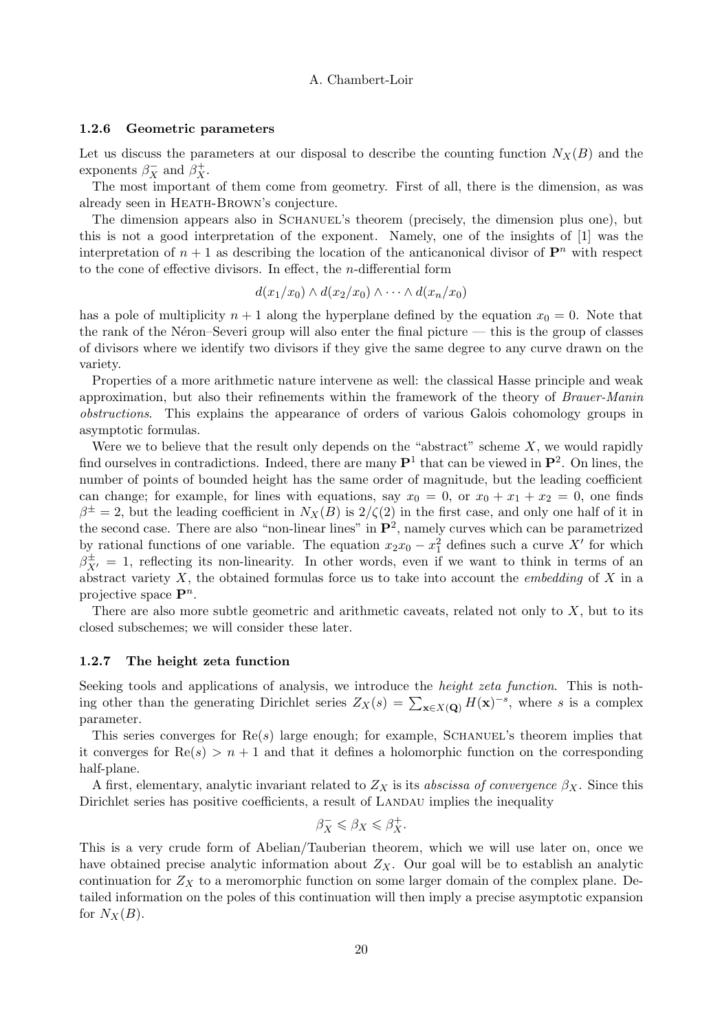### 1.2.6 Geometric parameters

Let us discuss the parameters at our disposal to describe the counting function $N_X(B)$ and the exponents $\beta_X^-$ and $\beta_X^+$.

The most important of them come from geometry. First of all, there is the dimension, as was already seen in Heath-Brown's conjecture.

The dimension appears also in Schanuel's theorem (precisely, the dimension plus one), but this is not a good interpretation of the exponent. Namely, one of the insights of [1] was the interpretation of $n+1$ as describing the location of the anticanonical divisor of $\mathbf{P}^n$ with respect to the cone of effective divisors. In effect, the $n$-differential form

$$d(x_1/x_0) \wedge d(x_2/x_0) \wedge \cdots \wedge d(x_n/x_0)$$

has a pole of multiplicity $n+1$ along the hyperplane defined by the equation $x_0 = 0$. Note that the rank of the Néron–Severi group will also enter the final picture — this is the group of classes of divisors where we identify two divisors if they give the same degree to any curve drawn on the variety.

Properties of a more arithmetic nature intervene as well: the classical Hasse principle and weak approximation, but also their refinements within the framework of the theory of *Brauer-Manin obstructions*. This explains the appearance of orders of various Galois cohomology groups in asymptotic formulas.

Were we to believe that the result only depends on the "abstract" scheme $X$, we would rapidly find ourselves in contradictions. Indeed, there are many $\mathbf{P}^1$ that can be viewed in $\mathbf{P}^2$. On lines, the number of points of bounded height has the same order of magnitude, but the leading coefficient can change; for example, for lines with equations, say $x_0 = 0$, or $x_0 + x_1 + x_2 = 0$, one finds $\beta^\pm = 2$, but the leading coefficient in $N_X(B)$ is $2/\zeta(2)$ in the first case, and only one half of it in the second case. There are also "non-linear lines" in $\mathbf{P}^2$, namely curves which can be parametrized by rational functions of one variable. The equation $x_2x_0 - x_1^2$ defines such a curve $X'$ for which $\beta_{X'}^\pm = 1$, reflecting its non-linearity. In other words, even if we want to think in terms of an abstract variety $X$, the obtained formulas force us to take into account the *embedding* of $X$ in a projective space $\mathbf{P}^n$.

There are also more subtle geometric and arithmetic caveats, related not only to $X$, but to its closed subschemes; we will consider these later.

### 1.2.7 The height zeta function

Seeking tools and applications of analysis, we introduce the *height zeta function*. This is nothing other than the generating Dirichlet series $Z_X(s) = \sum_{\mathbf{x} \in X(\mathbf{Q})} H(\mathbf{x})^{-s}$, where $s$ is a complex parameter.

This series converges for $\operatorname{Re}(s)$ large enough; for example, Schanuel's theorem implies that it converges for $\operatorname{Re}(s) > n+1$ and that it defines a holomorphic function on the corresponding half-plane.

A first, elementary, analytic invariant related to $Z_X$ is its *abscissa of convergence* $\beta_X$. Since this Dirichlet series has positive coefficients, a result of Landau implies the inequality

$$\beta_X^- \leqslant \beta_X \leqslant \beta_X^+.$$

This is a very crude form of Abelian/Tauberian theorem, which we will use later on, once we have obtained precise analytic information about $Z_X$. Our goal will be to establish an analytic continuation for $Z_X$ to a meromorphic function on some larger domain of the complex plane. Detailed information on the poles of this continuation will then imply a precise asymptotic expansion for $N_X(B)$.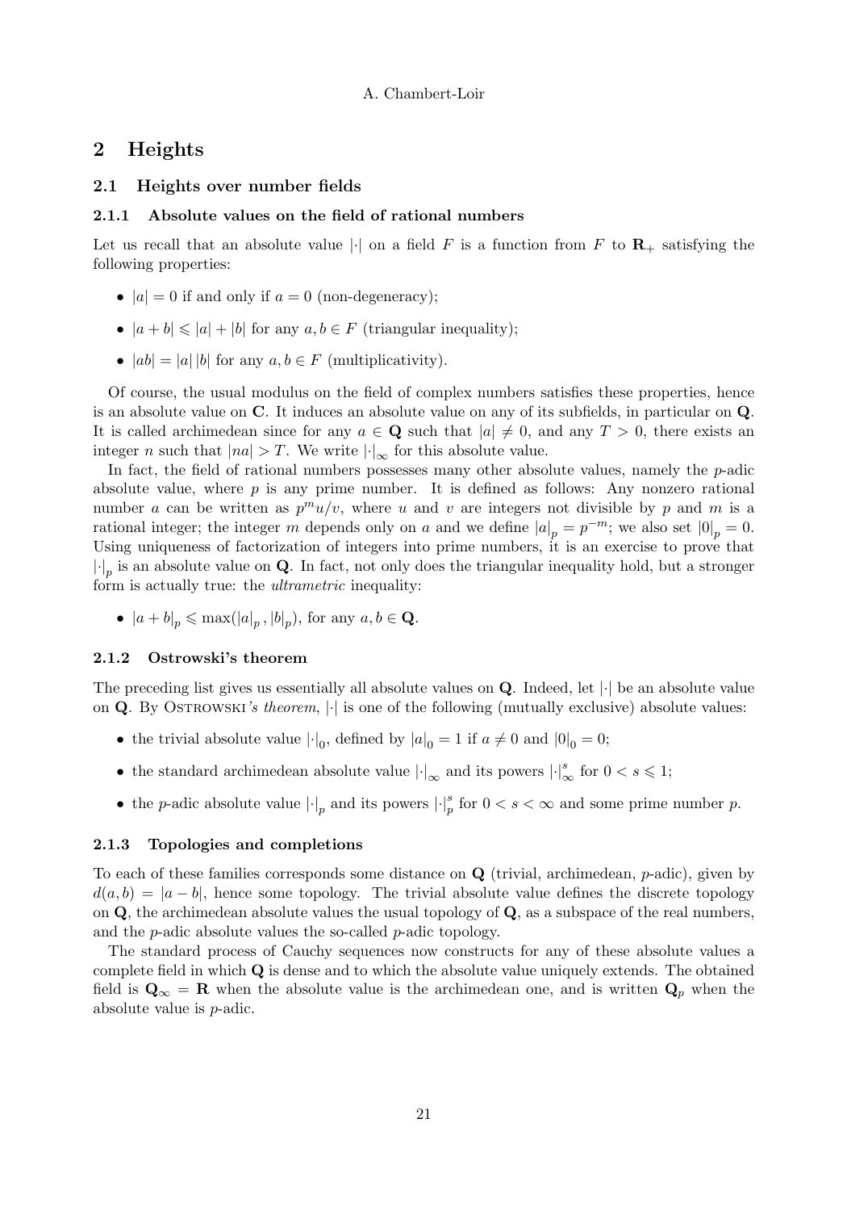## 2 Heights

### 2.1 Heights over number fields

#### 2.1.1 Absolute values on the field of rational numbers

Let us recall that an absolute value $|\cdot|$ on a field $F$ is a function from $F$ to $\mathbf{R}_+$ satisfying the following properties:

- $|a| = 0$ if and only if $a = 0$ (non-degeneracy);
- $|a+b| \leqslant |a| + |b|$ for any $a, b \in F$ (triangular inequality);
- $|ab| = |a|\,|b|$ for any $a, b \in F$ (multiplicativity).

Of course, the usual modulus on the field of complex numbers satisfies these properties, hence is an absolute value on $\mathbf{C}$. It induces an absolute value on any of its subfields, in particular on $\mathbf{Q}$. It is called archimedean since for any $a \in \mathbf{Q}$ such that $|a| \neq 0$, and any $T > 0$, there exists an integer $n$ such that $|na| > T$. We write $|\cdot|_\infty$ for this absolute value.

In fact, the field of rational numbers possesses many other absolute values, namely the $p$-adic absolute value, where $p$ is any prime number. It is defined as follows: Any nonzero rational number $a$ can be written as $p^m u/v$, where $u$ and $v$ are integers not divisible by $p$ and $m$ is a rational integer; the integer $m$ depends only on $a$ and we define $|a|_p = p^{-m}$; we also set $|0|_p = 0$. Using uniqueness of factorization of integers into prime numbers, it is an exercise to prove that $|\cdot|_p$ is an absolute value on $\mathbf{Q}$. In fact, not only does the triangular inequality hold, but a stronger form is actually true: the *ultrametric* inequality:

- $|a+b|_p \leqslant \max(|a|_p, |b|_p)$, for any $a, b \in \mathbf{Q}$.

#### 2.1.2 Ostrowski's theorem

The preceding list gives us essentially all absolute values on $\mathbf{Q}$. Indeed, let $|\cdot|$ be an absolute value on $\mathbf{Q}$. By Ostrowski*'s theorem*, $|\cdot|$ is one of the following (mutually exclusive) absolute values:

- the trivial absolute value $|\cdot|_0$, defined by $|a|_0 = 1$ if $a \neq 0$ and $|0|_0 = 0$;
- the standard archimedean absolute value $|\cdot|_\infty$ and its powers $|\cdot|_\infty^s$ for $0 < s \leqslant 1$;
- the $p$-adic absolute value $|\cdot|_p$ and its powers $|\cdot|_p^s$ for $0 < s < \infty$ and some prime number $p$.

#### 2.1.3 Topologies and completions

To each of these families corresponds some distance on $\mathbf{Q}$ (trivial, archimedean, $p$-adic), given by $d(a,b) = |a-b|$, hence some topology. The trivial absolute value defines the discrete topology on $\mathbf{Q}$, the archimedean absolute values the usual topology of $\mathbf{Q}$, as a subspace of the real numbers, and the $p$-adic absolute values the so-called $p$-adic topology.

The standard process of Cauchy sequences now constructs for any of these absolute values a complete field in which $\mathbf{Q}$ is dense and to which the absolute value uniquely extends. The obtained field is $\mathbf{Q}_\infty = \mathbf{R}$ when the absolute value is the archimedean one, and is written $\mathbf{Q}_p$ when the absolute value is $p$-adic.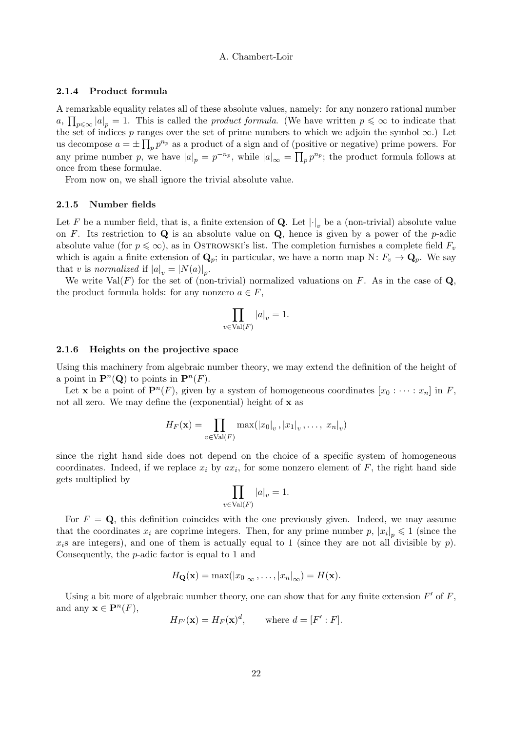### 2.1.4 Product formula

A remarkable equality relates all of these absolute values, namely: for any nonzero rational number $a$, $\prod_{p \leqslant \infty} |a|_p = 1$. This is called the *product formula*. (We have written $p \leqslant \infty$ to indicate that the set of indices $p$ ranges over the set of prime numbers to which we adjoin the symbol $\infty$.) Let us decompose $a = \pm \prod_p p^{n_p}$ as a product of a sign and of (positive or negative) prime powers. For any prime number $p$, we have $|a|_p = p^{-n_p}$, while $|a|_\infty = \prod_p p^{n_p}$; the product formula follows at once from these formulae.

From now on, we shall ignore the trivial absolute value.

### 2.1.5 Number fields

Let $F$ be a number field, that is, a finite extension of $\mathbf{Q}$. Let $|\cdot|_v$ be a (non-trivial) absolute value on $F$. Its restriction to $\mathbf{Q}$ is an absolute value on $\mathbf{Q}$, hence is given by a power of the $p$-adic absolute value (for $p \leqslant \infty$), as in Ostrowski's list. The completion furnishes a complete field $F_v$ which is again a finite extension of $\mathbf{Q}_p$; in particular, we have a norm map $\mathrm{N}\colon F_v \to \mathbf{Q}_p$. We say that $v$ is *normalized* if $|a|_v = |N(a)|_p$.

We write $\mathrm{Val}(F)$ for the set of (non-trivial) normalized valuations on $F$. As in the case of $\mathbf{Q}$, the product formula holds: for any nonzero $a \in F$,

$$\prod_{v \in \mathrm{Val}(F)} |a|_v = 1.$$

### 2.1.6 Heights on the projective space

Using this machinery from algebraic number theory, we may extend the definition of the height of a point in $\mathbf{P}^n(\mathbf{Q})$ to points in $\mathbf{P}^n(F)$.

Let $\mathbf{x}$ be a point of $\mathbf{P}^n(F)$, given by a system of homogeneous coordinates $[x_0 : \cdots : x_n]$ in $F$, not all zero. We may define the (exponential) height of $\mathbf{x}$ as

$$H_F(\mathbf{x}) = \prod_{v \in \mathrm{Val}(F)} \max(|x_0|_v, |x_1|_v, \ldots, |x_n|_v)$$

since the right hand side does not depend on the choice of a specific system of homogeneous coordinates. Indeed, if we replace $x_i$ by $ax_i$, for some nonzero element of $F$, the right hand side gets multiplied by

$$\prod_{v \in \mathrm{Val}(F)} |a|_v = 1.$$

For $F = \mathbf{Q}$, this definition coincides with the one previously given. Indeed, we may assume that the coordinates $x_i$ are coprime integers. Then, for any prime number $p$, $|x_i|_p \leqslant 1$ (since the $x_i$s are integers), and one of them is actually equal to 1 (since they are not all divisible by $p$). Consequently, the $p$-adic factor is equal to 1 and

$$H_{\mathbf{Q}}(\mathbf{x}) = \max(|x_0|_\infty, \ldots, |x_n|_\infty) = H(\mathbf{x}).$$

Using a bit more of algebraic number theory, one can show that for any finite extension $F'$ of $F$, and any $\mathbf{x} \in \mathbf{P}^n(F)$,

$$H_{F'}(\mathbf{x}) = H_F(\mathbf{x})^d, \qquad \text{where } d = [F' : F].$$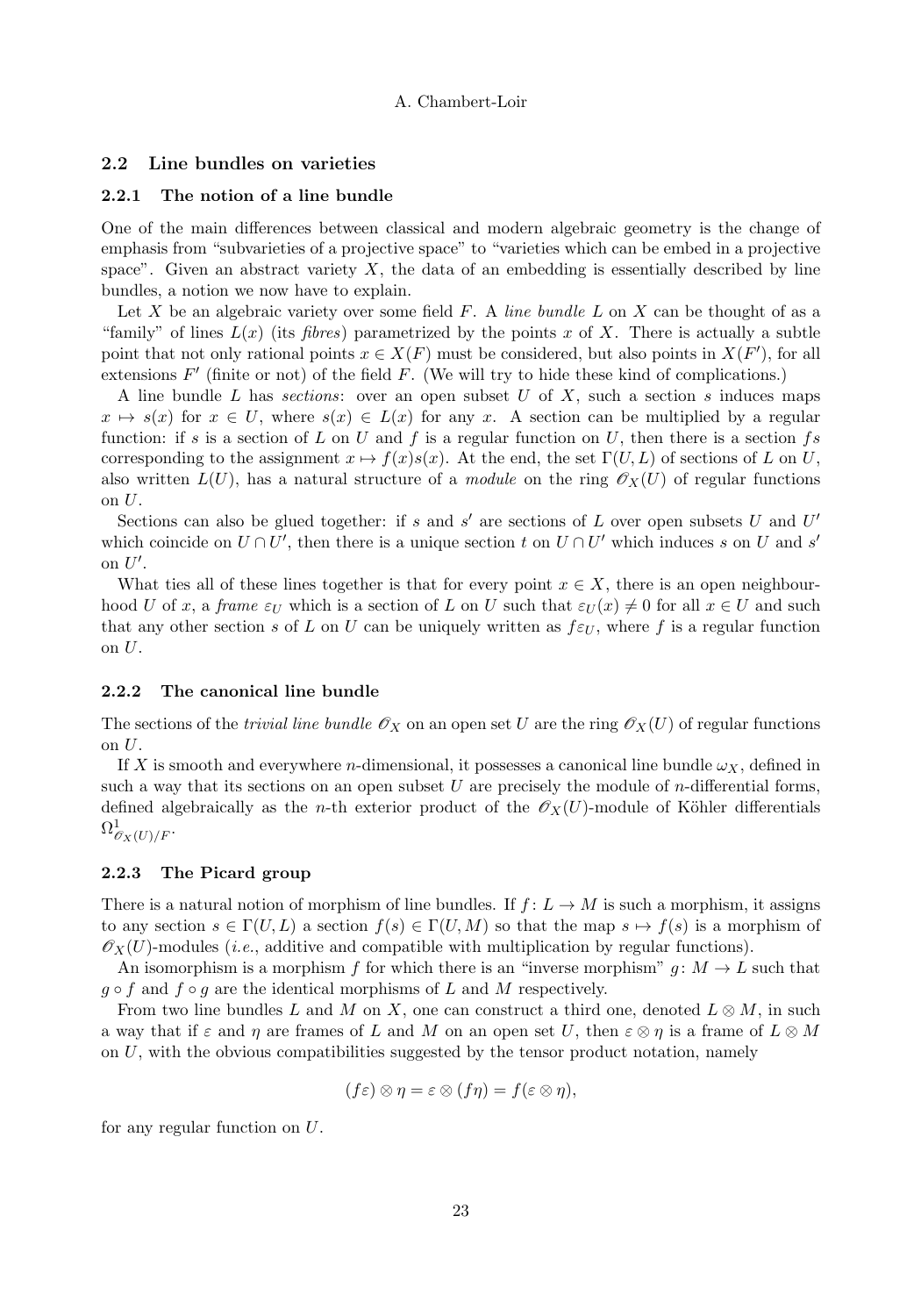## 2.2 Line bundles on varieties

### 2.2.1 The notion of a line bundle

One of the main differences between classical and modern algebraic geometry is the change of emphasis from "subvarieties of a projective space" to "varieties which can be embed in a projective space". Given an abstract variety $X$, the data of an embedding is essentially described by line bundles, a notion we now have to explain.

Let $X$ be an algebraic variety over some field $F$. A *line bundle* $L$ on $X$ can be thought of as a "family" of lines $L(x)$ (its *fibres*) parametrized by the points $x$ of $X$. There is actually a subtle point that not only rational points $x \in X(F)$ must be considered, but also points in $X(F')$, for all extensions $F'$ (finite or not) of the field $F$. (We will try to hide these kind of complications.)

A line bundle $L$ has *sections*: over an open subset $U$ of $X$, such a section $s$ induces maps $x \mapsto s(x)$ for $x \in U$, where $s(x) \in L(x)$ for any $x$. A section can be multiplied by a regular function: if $s$ is a section of $L$ on $U$ and $f$ is a regular function on $U$, then there is a section $fs$ corresponding to the assignment $x \mapsto f(x)s(x)$. At the end, the set $\Gamma(U, L)$ of sections of $L$ on $U$, also written $L(U)$, has a natural structure of a *module* on the ring $\mathscr{O}_X(U)$ of regular functions on $U$.

Sections can also be glued together: if $s$ and $s'$ are sections of $L$ over open subsets $U$ and $U'$ which coincide on $U \cap U'$, then there is a unique section $t$ on $U \cap U'$ which induces $s$ on $U$ and $s'$ on $U'$.

What ties all of these lines together is that for every point $x \in X$, there is an open neighbourhood $U$ of $x$, a *frame* $\varepsilon_U$ which is a section of $L$ on $U$ such that $\varepsilon_U(x) \neq 0$ for all $x \in U$ and such that any other section $s$ of $L$ on $U$ can be uniquely written as $f\varepsilon_U$, where $f$ is a regular function on $U$.

### 2.2.2 The canonical line bundle

The sections of the *trivial line bundle* $\mathscr{O}_X$ on an open set $U$ are the ring $\mathscr{O}_X(U)$ of regular functions on $U$.

If $X$ is smooth and everywhere $n$-dimensional, it possesses a canonical line bundle $\omega_X$, defined in such a way that its sections on an open subset $U$ are precisely the module of $n$-differential forms, defined algebraically as the $n$-th exterior product of the $\mathscr{O}_X(U)$-module of Köhler differentials $\Omega^1_{\mathscr{O}_X(U)/F}$.

### 2.2.3 The Picard group

There is a natural notion of morphism of line bundles. If $f \colon L \to M$ is such a morphism, it assigns to any section $s \in \Gamma(U, L)$ a section $f(s) \in \Gamma(U, M)$ so that the map $s \mapsto f(s)$ is a morphism of $\mathscr{O}_X(U)$-modules (*i.e.*, additive and compatible with multiplication by regular functions).

An isomorphism is a morphism $f$ for which there is an "inverse morphism" $g \colon M \to L$ such that $g \circ f$ and $f \circ g$ are the identical morphisms of $L$ and $M$ respectively.

From two line bundles $L$ and $M$ on $X$, one can construct a third one, denoted $L \otimes M$, in such a way that if $\varepsilon$ and $\eta$ are frames of $L$ and $M$ on an open set $U$, then $\varepsilon \otimes \eta$ is a frame of $L \otimes M$ on $U$, with the obvious compatibilities suggested by the tensor product notation, namely

$$(f\varepsilon) \otimes \eta = \varepsilon \otimes (f\eta) = f(\varepsilon \otimes \eta),$$

for any regular function on $U$.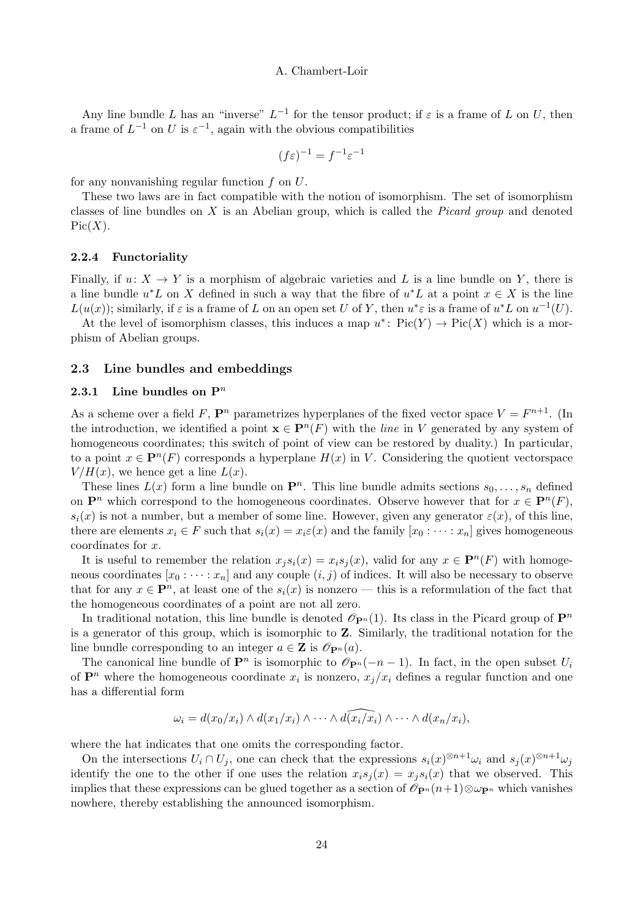Any line bundle $L$ has an "inverse" $L^{-1}$ for the tensor product; if $\varepsilon$ is a frame of $L$ on $U$, then a frame of $L^{-1}$ on $U$ is $\varepsilon^{-1}$, again with the obvious compatibilities

$$(f\varepsilon)^{-1} = f^{-1}\varepsilon^{-1}$$

for any nonvanishing regular function $f$ on $U$.

These two laws are in fact compatible with the notion of isomorphism. The set of isomorphism classes of line bundles on $X$ is an Abelian group, which is called the *Picard group* and denoted $\mathrm{Pic}(X)$.

### 2.2.4 Functoriality

Finally, if $u\colon X \to Y$ is a morphism of algebraic varieties and $L$ is a line bundle on $Y$, there is a line bundle $u^*L$ on $X$ defined in such a way that the fibre of $u^*L$ at a point $x \in X$ is the line $L(u(x))$; similarly, if $\varepsilon$ is a frame of $L$ on an open set $U$ of $Y$, then $u^*\varepsilon$ is a frame of $u^*L$ on $u^{-1}(U)$.

At the level of isomorphism classes, this induces a map $u^*\colon \mathrm{Pic}(Y) \to \mathrm{Pic}(X)$ which is a morphism of Abelian groups.

## 2.3 Line bundles and embeddings

### 2.3.1 Line bundles on $\mathbf{P}^n$

As a scheme over a field $F$, $\mathbf{P}^n$ parametrizes hyperplanes of the fixed vector space $V = F^{n+1}$. (In the introduction, we identified a point $\mathbf{x} \in \mathbf{P}^n(F)$ with the *line* in $V$ generated by any system of homogeneous coordinates; this switch of point of view can be restored by duality.) In particular, to a point $x \in \mathbf{P}^n(F)$ corresponds a hyperplane $H(x)$ in $V$. Considering the quotient vectorspace $V/H(x)$, we hence get a line $L(x)$.

These lines $L(x)$ form a line bundle on $\mathbf{P}^n$. This line bundle admits sections $s_0, \dots, s_n$ defined on $\mathbf{P}^n$ which correspond to the homogeneous coordinates. Observe however that for $x \in \mathbf{P}^n(F)$, $s_i(x)$ is not a number, but a member of some line. However, given any generator $\varepsilon(x)$, of this line, there are elements $x_i \in F$ such that $s_i(x) = x_i\varepsilon(x)$ and the family $[x_0 : \cdots : x_n]$ gives homogeneous coordinates for $x$.

It is useful to remember the relation $x_j s_i(x) = x_i s_j(x)$, valid for any $x \in \mathbf{P}^n(F)$ with homogeneous coordinates $[x_0 : \cdots : x_n]$ and any couple $(i, j)$ of indices. It will also be necessary to observe that for any $x \in \mathbf{P}^n$, at least one of the $s_i(x)$ is nonzero — this is a reformulation of the fact that the homogeneous coordinates of a point are not all zero.

In traditional notation, this line bundle is denoted $\mathscr{O}_{\mathbf{P}^n}(1)$. Its class in the Picard group of $\mathbf{P}^n$ is a generator of this group, which is isomorphic to $\mathbf{Z}$. Similarly, the traditional notation for the line bundle corresponding to an integer $a \in \mathbf{Z}$ is $\mathscr{O}_{\mathbf{P}^n}(a)$.

The canonical line bundle of $\mathbf{P}^n$ is isomorphic to $\mathscr{O}_{\mathbf{P}^n}(-n-1)$. In fact, in the open subset $U_i$ of $\mathbf{P}^n$ where the homogeneous coordinate $x_i$ is nonzero, $x_j/x_i$ defines a regular function and one has a differential form

$$\omega_i = d(x_0/x_i) \wedge d(x_1/x_i) \wedge \cdots \wedge \widehat{d(x_i/x_i)} \wedge \cdots \wedge d(x_n/x_i),$$

where the hat indicates that one omits the corresponding factor.

On the intersections $U_i \cap U_j$, one can check that the expressions $s_i(x)^{\otimes n+1}\omega_i$ and $s_j(x)^{\otimes n+1}\omega_j$ identify the one to the other if one uses the relation $x_i s_j(x) = x_j s_i(x)$ that we observed. This implies that these expressions can be glued together as a section of $\mathscr{O}_{\mathbf{P}^n}(n+1) \otimes \omega_{\mathbf{P}^n}$ which vanishes nowhere, thereby establishing the announced isomorphism.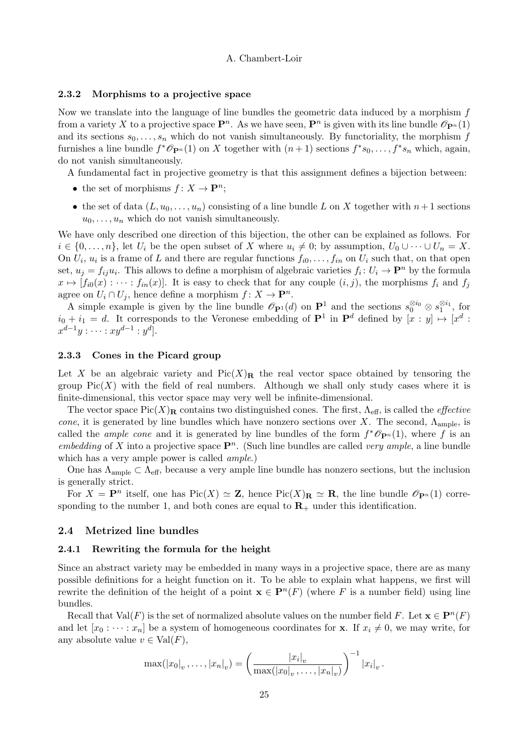### 2.3.2 Morphisms to a projective space

Now we translate into the language of line bundles the geometric data induced by a morphism $f$ from a variety $X$ to a projective space $\mathbf{P}^n$. As we have seen, $\mathbf{P}^n$ is given with its line bundle $\mathscr{O}_{\mathbf{P}^n}(1)$ and its sections $s_0, \dots, s_n$ which do not vanish simultaneously. By functoriality, the morphism $f$ furnishes a line bundle $f^*\mathscr{O}_{\mathbf{P}^n}(1)$ on $X$ together with $(n+1)$ sections $f^*s_0, \dots, f^*s_n$ which, again, do not vanish simultaneously.

A fundamental fact in projective geometry is that this assignment defines a bijection between:

- the set of morphisms $f \colon X \to \mathbf{P}^n$;
- the set of data $(L, u_0, \dots, u_n)$ consisting of a line bundle $L$ on $X$ together with $n+1$ sections $u_0, \dots, u_n$ which do not vanish simultaneously.

We have only described one direction of this bijection, the other can be explained as follows. For $i \in \{0, \dots, n\}$, let $U_i$ be the open subset of $X$ where $u_i \neq 0$; by assumption, $U_0 \cup \dots \cup U_n = X$. On $U_i$, $u_i$ is a frame of $L$ and there are regular functions $f_{i0}, \dots, f_{in}$ on $U_i$ such that, on that open set, $u_j = f_{ij} u_i$. This allows to define a morphism of algebraic varieties $f_i \colon U_i \to \mathbf{P}^n$ by the formula $x \mapsto [f_{i0}(x) : \dots : f_{in}(x)]$. It is easy to check that for any couple $(i,j)$, the morphisms $f_i$ and $f_j$ agree on $U_i \cap U_j$, hence define a morphism $f \colon X \to \mathbf{P}^n$.

A simple example is given by the line bundle $\mathscr{O}_{\mathbf{P}^1}(d)$ on $\mathbf{P}^1$ and the sections $s_0^{\otimes i_0} \otimes s_1^{\otimes i_1}$, for $i_0 + i_1 = d$. It corresponds to the Veronese embedding of $\mathbf{P}^1$ in $\mathbf{P}^d$ defined by $[x : y] \mapsto [x^d : x^{d-1}y : \dots : xy^{d-1} : y^d]$.

### 2.3.3 Cones in the Picard group

Let $X$ be an algebraic variety and $\operatorname{Pic}(X)_{\mathbf{R}}$ the real vector space obtained by tensoring the group $\operatorname{Pic}(X)$ with the field of real numbers. Although we shall only study cases where it is finite-dimensional, this vector space may very well be infinite-dimensional.

The vector space $\operatorname{Pic}(X)_{\mathbf{R}}$ contains two distinguished cones. The first, $\Lambda_{\text{eff}}$, is called the *effective cone*, it is generated by line bundles which have nonzero sections over $X$. The second, $\Lambda_{\text{ample}}$, is called the *ample cone* and it is generated by line bundles of the form $f^*\mathscr{O}_{\mathbf{P}^n}(1)$, where $f$ is an *embedding* of $X$ into a projective space $\mathbf{P}^n$. (Such line bundles are called *very ample*, a line bundle which has a very ample power is called *ample*.)

One has $\Lambda_{\text{ample}} \subset \Lambda_{\text{eff}}$, because a very ample line bundle has nonzero sections, but the inclusion is generally strict.

For $X = \mathbf{P}^n$ itself, one has $\operatorname{Pic}(X) \simeq \mathbf{Z}$, hence $\operatorname{Pic}(X)_{\mathbf{R}} \simeq \mathbf{R}$, the line bundle $\mathscr{O}_{\mathbf{P}^n}(1)$ corresponding to the number 1, and both cones are equal to $\mathbf{R}_+$ under this identification.

## 2.4 Metrized line bundles

### 2.4.1 Rewriting the formula for the height

Since an abstract variety may be embedded in many ways in a projective space, there are as many possible definitions for a height function on it. To be able to explain what happens, we first will rewrite the definition of the height of a point $\mathbf{x} \in \mathbf{P}^n(F)$ (where $F$ is a number field) using line bundles.

Recall that $\operatorname{Val}(F)$ is the set of normalized absolute values on the number field $F$. Let $\mathbf{x} \in \mathbf{P}^n(F)$ and let $[x_0 : \dots : x_n]$ be a system of homogeneous coordinates for $\mathbf{x}$. If $x_i \neq 0$, we may write, for any absolute value $v \in \operatorname{Val}(F)$,

$$\max(|x_0|_v, \dots, |x_n|_v) = \left( \frac{|x_i|_v}{\max(|x_0|_v, \dots, |x_n|_v)} \right)^{-1} |x_i|_v .$$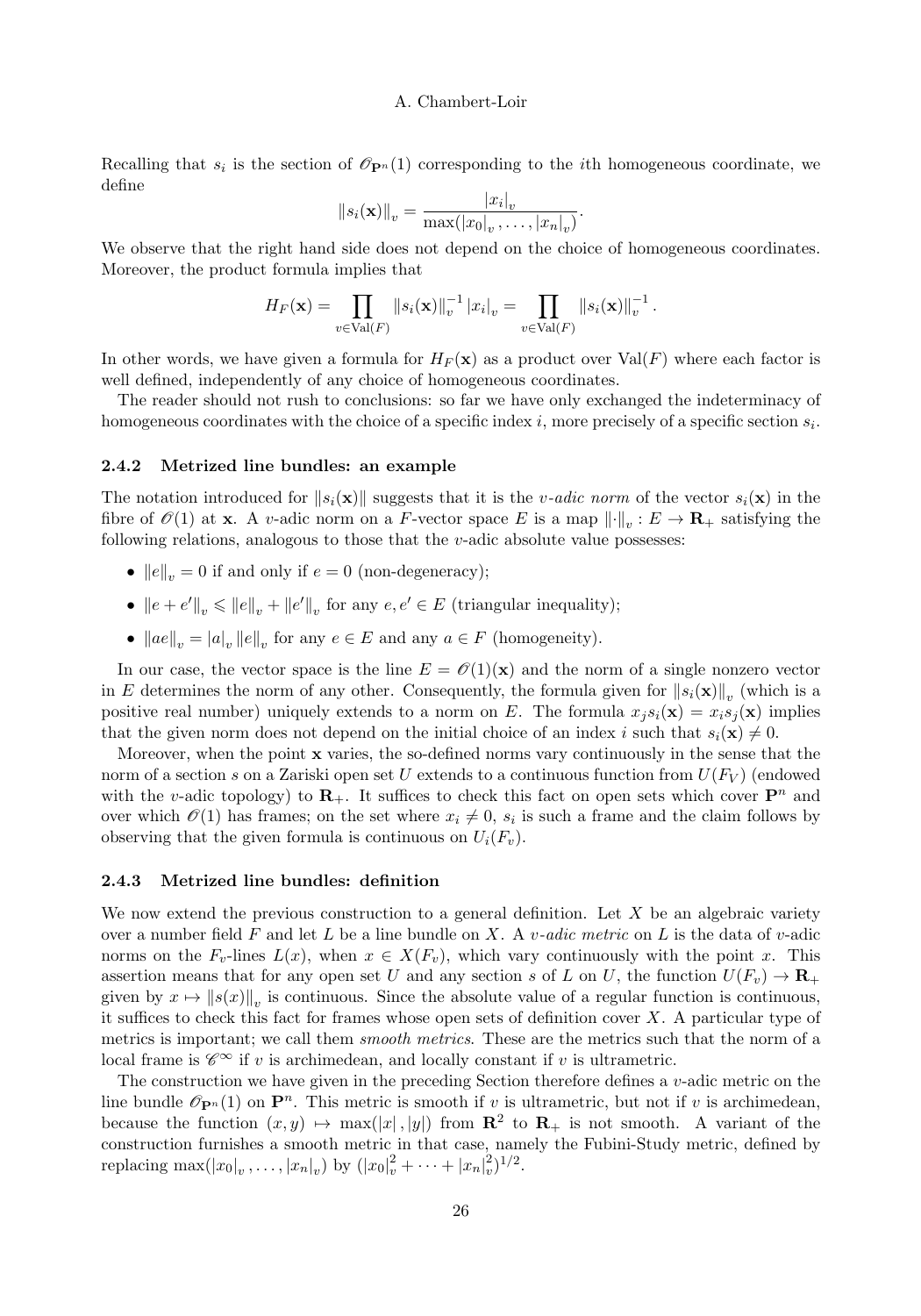Recalling that $s_i$ is the section of $\mathscr{O}_{\mathbf{P}^n}(1)$ corresponding to the $i$th homogeneous coordinate, we define

$$\|s_i(\mathbf{x})\|_v = \frac{|x_i|_v}{\max(|x_0|_v, \dots, |x_n|_v)}.$$

We observe that the right hand side does not depend on the choice of homogeneous coordinates. Moreover, the product formula implies that

$$H_F(\mathbf{x}) = \prod_{v \in \mathrm{Val}(F)} \|s_i(\mathbf{x})\|_v^{-1} |x_i|_v = \prod_{v \in \mathrm{Val}(F)} \|s_i(\mathbf{x})\|_v^{-1}.$$

In other words, we have given a formula for $H_F(\mathbf{x})$ as a product over $\mathrm{Val}(F)$ where each factor is well defined, independently of any choice of homogeneous coordinates.

The reader should not rush to conclusions: so far we have only exchanged the indeterminacy of homogeneous coordinates with the choice of a specific index $i$, more precisely of a specific section $s_i$.

### 2.4.2 Metrized line bundles: an example

The notation introduced for $\|s_i(\mathbf{x})\|$ suggests that it is the *$v$-adic norm* of the vector $s_i(\mathbf{x})$ in the fibre of $\mathscr{O}(1)$ at $\mathbf{x}$. A $v$-adic norm on a $F$-vector space $E$ is a map $\|\cdot\|_v : E \to \mathbf{R}_+$ satisfying the following relations, analogous to those that the $v$-adic absolute value possesses:

- $\|e\|_v = 0$ if and only if $e = 0$ (non-degeneracy);
- $\|e + e'\|_v \leqslant \|e\|_v + \|e'\|_v$ for any $e, e' \in E$ (triangular inequality);
- $\|ae\|_v = |a|_v \|e\|_v$ for any $e \in E$ and any $a \in F$ (homogeneity).

In our case, the vector space is the line $E = \mathscr{O}(1)(\mathbf{x})$ and the norm of a single nonzero vector in $E$ determines the norm of any other. Consequently, the formula given for $\|s_i(\mathbf{x})\|_v$ (which is a positive real number) uniquely extends to a norm on $E$. The formula $x_j s_i(\mathbf{x}) = x_i s_j(\mathbf{x})$ implies that the given norm does not depend on the initial choice of an index $i$ such that $s_i(\mathbf{x}) \neq 0$.

Moreover, when the point $\mathbf{x}$ varies, the so-defined norms vary continuously in the sense that the norm of a section $s$ on a Zariski open set $U$ extends to a continuous function from $U(F_V)$ (endowed with the $v$-adic topology) to $\mathbf{R}_+$. It suffices to check this fact on open sets which cover $\mathbf{P}^n$ and over which $\mathscr{O}(1)$ has frames; on the set where $x_i \neq 0$, $s_i$ is such a frame and the claim follows by observing that the given formula is continuous on $U_i(F_v)$.

### 2.4.3 Metrized line bundles: definition

We now extend the previous construction to a general definition. Let $X$ be an algebraic variety over a number field $F$ and let $L$ be a line bundle on $X$. A *$v$-adic metric* on $L$ is the data of $v$-adic norms on the $F_v$-lines $L(x)$, when $x \in X(F_v)$, which vary continuously with the point $x$. This assertion means that for any open set $U$ and any section $s$ of $L$ on $U$, the function $U(F_v) \to \mathbf{R}_+$ given by $x \mapsto \|s(x)\|_v$ is continuous. Since the absolute value of a regular function is continuous, it suffices to check this fact for frames whose open sets of definition cover $X$. A particular type of metrics is important; we call them *smooth metrics*. These are the metrics such that the norm of a local frame is $\mathscr{C}^\infty$ if $v$ is archimedean, and locally constant if $v$ is ultrametric.

The construction we have given in the preceding Section therefore defines a $v$-adic metric on the line bundle $\mathscr{O}_{\mathbf{P}^n}(1)$ on $\mathbf{P}^n$. This metric is smooth if $v$ is ultrametric, but not if $v$ is archimedean, because the function $(x, y) \mapsto \max(|x|, |y|)$ from $\mathbf{R}^2$ to $\mathbf{R}_+$ is not smooth. A variant of the construction furnishes a smooth metric in that case, namely the Fubini-Study metric, defined by replacing $\max(|x_0|_v, \dots, |x_n|_v)$ by $(|x_0|_v^2 + \dots + |x_n|_v^2)^{1/2}$.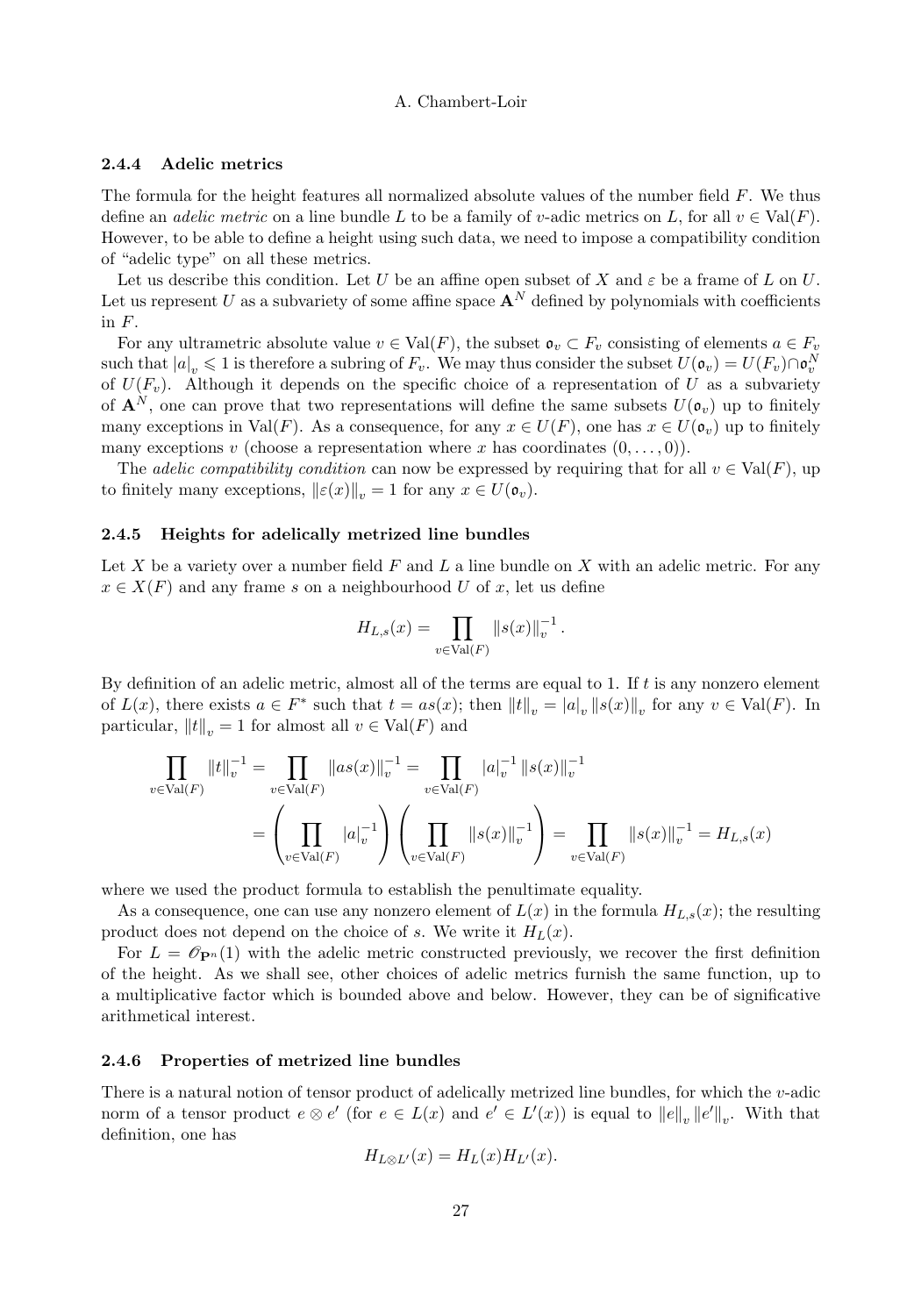### 2.4.4 Adelic metrics

The formula for the height features all normalized absolute values of the number field $F$. We thus define an *adelic metric* on a line bundle $L$ to be a family of $v$-adic metrics on $L$, for all $v \in \mathrm{Val}(F)$. However, to be able to define a height using such data, we need to impose a compatibility condition of "adelic type" on all these metrics.

Let us describe this condition. Let $U$ be an affine open subset of $X$ and $\varepsilon$ be a frame of $L$ on $U$. Let us represent $U$ as a subvariety of some affine space $\mathbf{A}^N$ defined by polynomials with coefficients in $F$.

For any ultrametric absolute value $v \in \mathrm{Val}(F)$, the subset $\mathfrak{o}_v \subset F_v$ consisting of elements $a \in F_v$ such that $|a|_v \leqslant 1$ is therefore a subring of $F_v$. We may thus consider the subset $U(\mathfrak{o}_v) = U(F_v) \cap \mathfrak{o}_v^N$ of $U(F_v)$. Although it depends on the specific choice of a representation of $U$ as a subvariety of $\mathbf{A}^N$, one can prove that two representations will define the same subsets $U(\mathfrak{o}_v)$ up to finitely many exceptions in $\mathrm{Val}(F)$. As a consequence, for any $x \in U(F)$, one has $x \in U(\mathfrak{o}_v)$ up to finitely many exceptions $v$ (choose a representation where $x$ has coordinates $(0, \ldots, 0)$).

The *adelic compatibility condition* can now be expressed by requiring that for all $v \in \mathrm{Val}(F)$, up to finitely many exceptions, $\|\varepsilon(x)\|_v = 1$ for any $x \in U(\mathfrak{o}_v)$.

### 2.4.5 Heights for adelically metrized line bundles

Let $X$ be a variety over a number field $F$ and $L$ a line bundle on $X$ with an adelic metric. For any $x \in X(F)$ and any frame $s$ on a neighbourhood $U$ of $x$, let us define

$$H_{L,s}(x) = \prod_{v \in \mathrm{Val}(F)} \|s(x)\|_v^{-1}.$$

By definition of an adelic metric, almost all of the terms are equal to 1. If $t$ is any nonzero element of $L(x)$, there exists $a \in F^*$ such that $t = as(x)$; then $\|t\|_v = |a|_v \|s(x)\|_v$ for any $v \in \mathrm{Val}(F)$. In particular, $\|t\|_v = 1$ for almost all $v \in \mathrm{Val}(F)$ and

$$\begin{aligned}
\prod_{v \in \mathrm{Val}(F)} \|t\|_v^{-1} &= \prod_{v \in \mathrm{Val}(F)} \|as(x)\|_v^{-1} = \prod_{v \in \mathrm{Val}(F)} |a|_v^{-1} \|s(x)\|_v^{-1} \\
&= \left( \prod_{v \in \mathrm{Val}(F)} |a|_v^{-1} \right) \left( \prod_{v \in \mathrm{Val}(F)} \|s(x)\|_v^{-1} \right) = \prod_{v \in \mathrm{Val}(F)} \|s(x)\|_v^{-1} = H_{L,s}(x)
\end{aligned}$$

where we used the product formula to establish the penultimate equality.

As a consequence, one can use any nonzero element of $L(x)$ in the formula $H_{L,s}(x)$; the resulting product does not depend on the choice of $s$. We write it $H_L(x)$.

For $L = \mathscr{O}_{\mathbf{P}^n}(1)$ with the adelic metric constructed previously, we recover the first definition of the height. As we shall see, other choices of adelic metrics furnish the same function, up to a multiplicative factor which is bounded above and below. However, they can be of significative arithmetical interest.

### 2.4.6 Properties of metrized line bundles

There is a natural notion of tensor product of adelically metrized line bundles, for which the $v$-adic norm of a tensor product $e \otimes e'$ (for $e \in L(x)$ and $e' \in L'(x)$) is equal to $\|e\|_v \|e'\|_v$. With that definition, one has

$$H_{L \otimes L'}(x) = H_L(x) H_{L'}(x).$$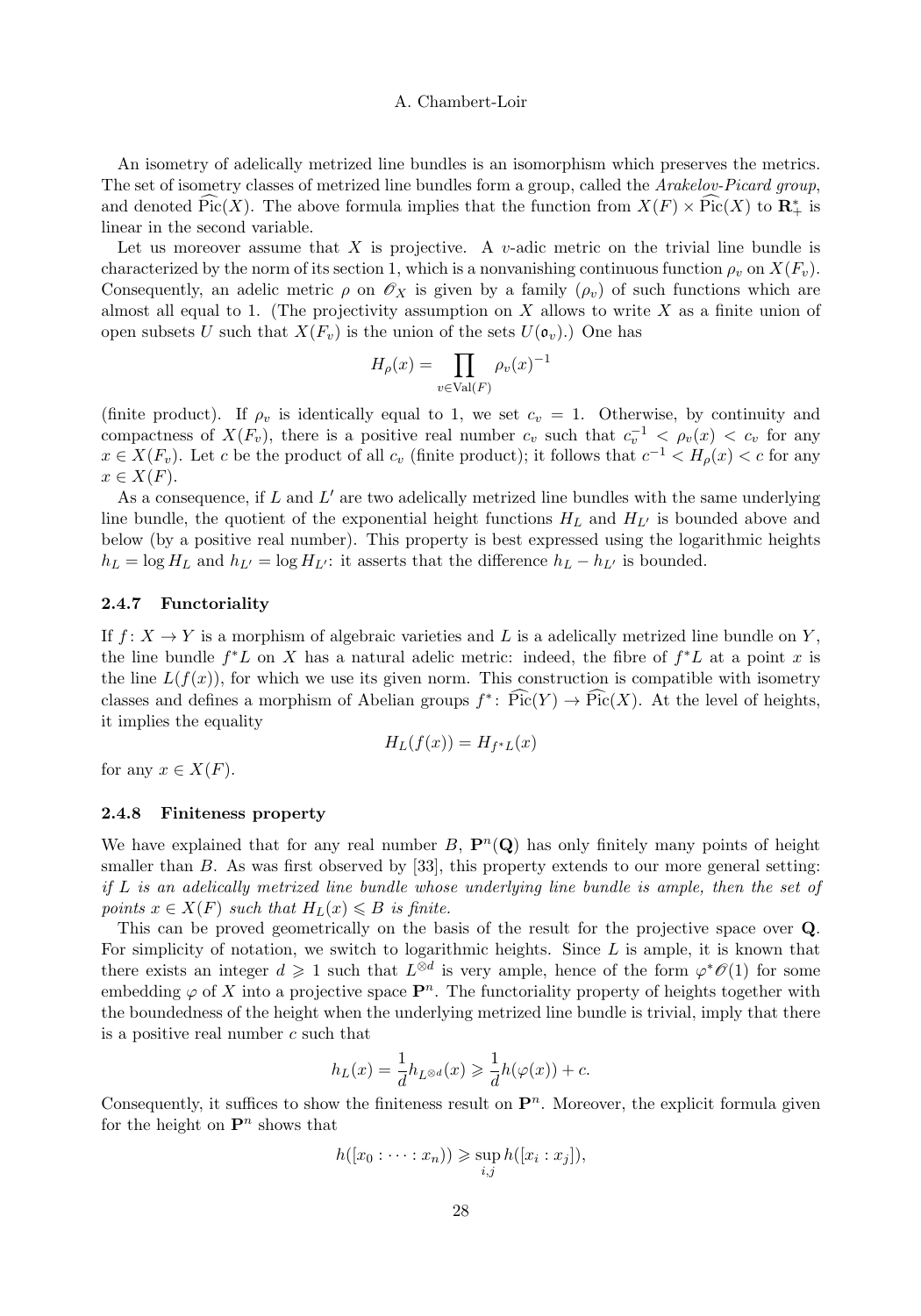An isometry of adelically metrized line bundles is an isomorphism which preserves the metrics. The set of isometry classes of metrized line bundles form a group, called the *Arakelov-Picard group*, and denoted $\widehat{\mathrm{Pic}}(X)$. The above formula implies that the function from $X(F) \times \widehat{\mathrm{Pic}}(X)$ to $\mathbf{R}_+^*$ is linear in the second variable.

Let us moreover assume that $X$ is projective. A $v$-adic metric on the trivial line bundle is characterized by the norm of its section 1, which is a nonvanishing continuous function $\rho_v$ on $X(F_v)$. Consequently, an adelic metric $\rho$ on $\mathscr{O}_X$ is given by a family $(\rho_v)$ of such functions which are almost all equal to 1. (The projectivity assumption on $X$ allows to write $X$ as a finite union of open subsets $U$ such that $X(F_v)$ is the union of the sets $U(\mathfrak{o}_v)$.) One has

$$H_\rho(x) = \prod_{v \in \mathrm{Val}(F)} \rho_v(x)^{-1}$$

(finite product). If $\rho_v$ is identically equal to 1, we set $c_v = 1$. Otherwise, by continuity and compactness of $X(F_v)$, there is a positive real number $c_v$ such that $c_v^{-1} < \rho_v(x) < c_v$ for any $x \in X(F_v)$. Let $c$ be the product of all $c_v$ (finite product); it follows that $c^{-1} < H_\rho(x) < c$ for any $x \in X(F)$.

As a consequence, if $L$ and $L'$ are two adelically metrized line bundles with the same underlying line bundle, the quotient of the exponential height functions $H_L$ and $H_{L'}$ is bounded above and below (by a positive real number). This property is best expressed using the logarithmic heights $h_L = \log H_L$ and $h_{L'} = \log H_{L'}$: it asserts that the difference $h_L - h_{L'}$ is bounded.

### 2.4.7 Functoriality

If $f\colon X \to Y$ is a morphism of algebraic varieties and $L$ is a adelically metrized line bundle on $Y$, the line bundle $f^*L$ on $X$ has a natural adelic metric: indeed, the fibre of $f^*L$ at a point $x$ is the line $L(f(x))$, for which we use its given norm. This construction is compatible with isometry classes and defines a morphism of Abelian groups $f^*\colon \widehat{\mathrm{Pic}}(Y) \to \widehat{\mathrm{Pic}}(X)$. At the level of heights, it implies the equality

$$H_L(f(x)) = H_{f^*L}(x)$$

for any $x \in X(F)$.

### 2.4.8 Finiteness property

We have explained that for any real number $B$, $\mathbf{P}^n(\mathbf{Q})$ has only finitely many points of height smaller than $B$. As was first observed by [33], this property extends to our more general setting: *if $L$ is an adelically metrized line bundle whose underlying line bundle is ample, then the set of points $x \in X(F)$ such that $H_L(x) \leqslant B$ is finite.*

This can be proved geometrically on the basis of the result for the projective space over $\mathbf{Q}$. For simplicity of notation, we switch to logarithmic heights. Since $L$ is ample, it is known that there exists an integer $d \geqslant 1$ such that $L^{\otimes d}$ is very ample, hence of the form $\varphi^*\mathscr{O}(1)$ for some embedding $\varphi$ of $X$ into a projective space $\mathbf{P}^n$. The functoriality property of heights together with the boundedness of the height when the underlying metrized line bundle is trivial, imply that there is a positive real number $c$ such that

$$h_L(x) = \frac{1}{d} h_{L^{\otimes d}}(x) \geqslant \frac{1}{d} h(\varphi(x)) + c.$$

Consequently, it suffices to show the finiteness result on $\mathbf{P}^n$. Moreover, the explicit formula given for the height on $\mathbf{P}^n$ shows that

$$h([x_0 : \cdots : x_n]) \geqslant \sup_{i,j} h([x_i : x_j]),$$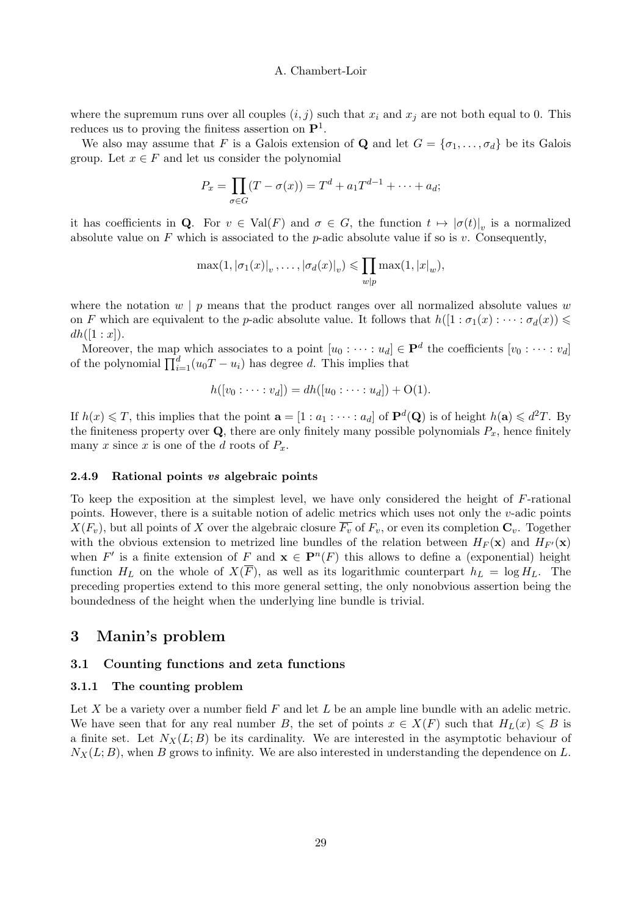where the supremum runs over all couples $(i, j)$ such that $x_i$ and $x_j$ are not both equal to 0. This reduces us to proving the finitess assertion on $\mathbf{P}^1$.

We also may assume that $F$ is a Galois extension of $\mathbf{Q}$ and let $G = \{\sigma_1, \dots, \sigma_d\}$ be its Galois group. Let $x \in F$ and let us consider the polynomial

$$P_x = \prod_{\sigma \in G} (T - \sigma(x)) = T^d + a_1 T^{d-1} + \dots + a_d;$$

it has coefficients in $\mathbf{Q}$. For $v \in \mathrm{Val}(F)$ and $\sigma \in G$, the function $t \mapsto |\sigma(t)|_v$ is a normalized absolute value on $F$ which is associated to the $p$-adic absolute value if so is $v$. Consequently,

$$\max(1, |\sigma_1(x)|_v, \dots, |\sigma_d(x)|_v) \leqslant \prod_{w|p} \max(1, |x|_w),$$

where the notation $w \mid p$ means that the product ranges over all normalized absolute values $w$ on $F$ which are equivalent to the $p$-adic absolute value. It follows that $h([1 : \sigma_1(x) : \dots : \sigma_d(x)) \leqslant dh([1 : x])$.

Moreover, the map which associates to a point $[u_0 : \dots : u_d] \in \mathbf{P}^d$ the coefficients $[v_0 : \dots : v_d]$ of the polynomial $\prod_{i=1}^d (u_0 T - u_i)$ has degree $d$. This implies that

$$h([v_0 : \dots : v_d]) = dh([u_0 : \dots : u_d]) + \mathrm{O}(1).$$

If $h(x) \leqslant T$, this implies that the point $\mathbf{a} = [1 : a_1 : \dots : a_d]$ of $\mathbf{P}^d(\mathbf{Q})$ is of height $h(\mathbf{a}) \leqslant d^2 T$. By the finiteness property over $\mathbf{Q}$, there are only finitely many possible polynomials $P_x$, hence finitely many $x$ since $x$ is one of the $d$ roots of $P_x$.

#### 2.4.9 Rational points *vs* algebraic points

To keep the exposition at the simplest level, we have only considered the height of $F$-rational points. However, there is a suitable notion of adelic metrics which uses not only the $v$-adic points $X(F_v)$, but all points of $X$ over the algebraic closure $\overline{F_v}$ of $F_v$, or even its completion $\mathbf{C}_v$. Together with the obvious extension to metrized line bundles of the relation between $H_F(\mathbf{x})$ and $H_{F'}(\mathbf{x})$ when $F'$ is a finite extension of $F$ and $\mathbf{x} \in \mathbf{P}^n(F)$ this allows to define a (exponential) height function $H_L$ on the whole of $X(\overline{F})$, as well as its logarithmic counterpart $h_L = \log H_L$. The preceding properties extend to this more general setting, the only nonobvious assertion being the boundedness of the height when the underlying line bundle is trivial.

## 3 Manin's problem

### 3.1 Counting functions and zeta functions

#### 3.1.1 The counting problem

Let $X$ be a variety over a number field $F$ and let $L$ be an ample line bundle with an adelic metric. We have seen that for any real number $B$, the set of points $x \in X(F)$ such that $H_L(x) \leqslant B$ is a finite set. Let $N_X(L; B)$ be its cardinality. We are interested in the asymptotic behaviour of $N_X(L; B)$, when $B$ grows to infinity. We are also interested in understanding the dependence on $L$.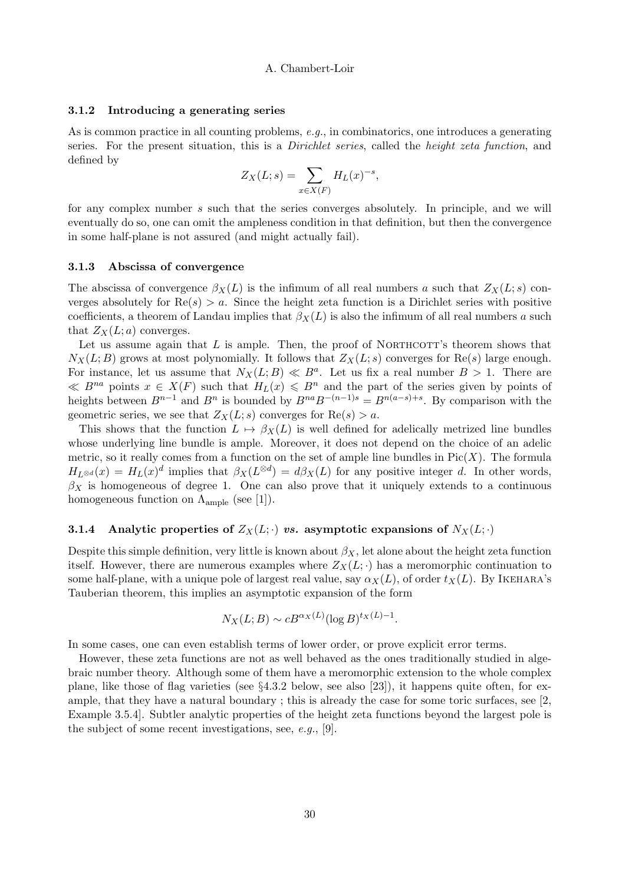### 3.1.2 Introducing a generating series

As is common practice in all counting problems, *e.g.*, in combinatorics, one introduces a generating series. For the present situation, this is a *Dirichlet series*, called the *height zeta function*, and defined by

$$Z_X(L;s) = \sum_{x \in X(F)} H_L(x)^{-s},$$

for any complex number $s$ such that the series converges absolutely. In principle, and we will eventually do so, one can omit the ampleness condition in that definition, but then the convergence in some half-plane is not assured (and might actually fail).

### 3.1.3 Abscissa of convergence

The abscissa of convergence $\beta_X(L)$ is the infimum of all real numbers $a$ such that $Z_X(L;s)$ converges absolutely for $\operatorname{Re}(s) > a$. Since the height zeta function is a Dirichlet series with positive coefficients, a theorem of Landau implies that $\beta_X(L)$ is also the infimum of all real numbers $a$ such that $Z_X(L;a)$ converges.

Let us assume again that $L$ is ample. Then, the proof of Northcott's theorem shows that $N_X(L;B)$ grows at most polynomially. It follows that $Z_X(L;s)$ converges for $\operatorname{Re}(s)$ large enough. For instance, let us assume that $N_X(L;B) \ll B^a$. Let us fix a real number $B > 1$. There are $\ll B^{na}$ points $x \in X(F)$ such that $H_L(x) \leqslant B^n$ and the part of the series given by points of heights between $B^{n-1}$ and $B^n$ is bounded by $B^{na}B^{-(n-1)s} = B^{n(a-s)+s}$. By comparison with the geometric series, we see that $Z_X(L;s)$ converges for $\operatorname{Re}(s) > a$.

This shows that the function $L \mapsto \beta_X(L)$ is well defined for adelically metrized line bundles whose underlying line bundle is ample. Moreover, it does not depend on the choice of an adelic metric, so it really comes from a function on the set of ample line bundles in $\operatorname{Pic}(X)$. The formula $H_{L^{\otimes d}}(x) = H_L(x)^d$ implies that $\beta_X(L^{\otimes d}) = d\beta_X(L)$ for any positive integer $d$. In other words, $\beta_X$ is homogeneous of degree 1. One can also prove that it uniquely extends to a continuous homogeneous function on $\Lambda_{\text{ample}}$ (see [1]).

### 3.1.4 Analytic properties of $Z_X(L;\cdot)$ *vs.* asymptotic expansions of $N_X(L;\cdot)$

Despite this simple definition, very little is known about $\beta_X$, let alone about the height zeta function itself. However, there are numerous examples where $Z_X(L;\cdot)$ has a meromorphic continuation to some half-plane, with a unique pole of largest real value, say $\alpha_X(L)$, of order $t_X(L)$. By Ikehara's Tauberian theorem, this implies an asymptotic expansion of the form

$$N_X(L;B) \sim cB^{\alpha_X(L)}(\log B)^{t_X(L)-1}.$$

In some cases, one can even establish terms of lower order, or prove explicit error terms.

However, these zeta functions are not as well behaved as the ones traditionally studied in algebraic number theory. Although some of them have a meromorphic extension to the whole complex plane, like those of flag varieties (see §4.3.2 below, see also [23]), it happens quite often, for example, that they have a natural boundary ; this is already the case for some toric surfaces, see [2, Example 3.5.4]. Subtler analytic properties of the height zeta functions beyond the largest pole is the subject of some recent investigations, see, *e.g.*, [9].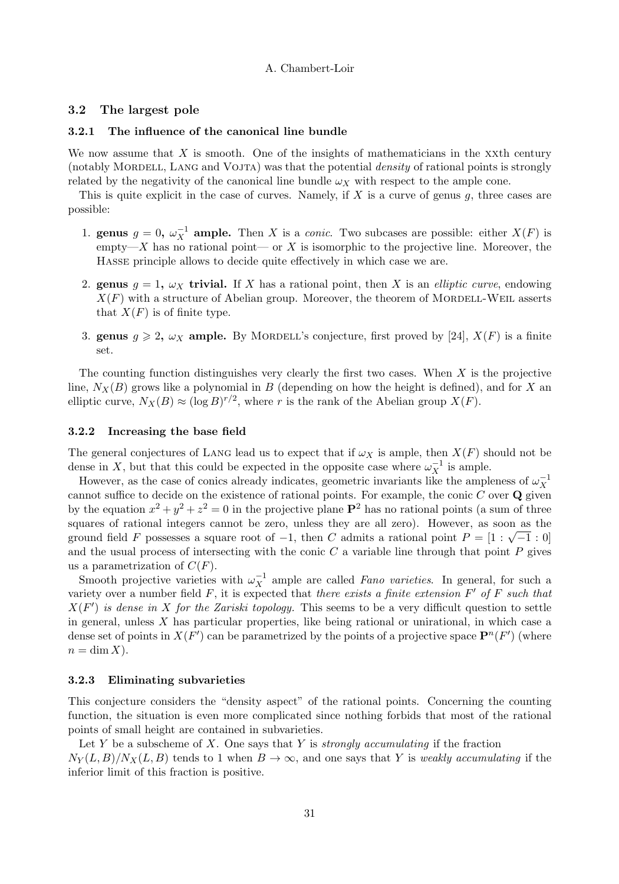### 3.2 The largest pole

#### 3.2.1 The influence of the canonical line bundle

We now assume that $X$ is smooth. One of the insights of mathematicians in the XXth century (notably MORDELL, LANG and VOJTA) was that the potential *density* of rational points is strongly related by the negativity of the canonical line bundle $\omega_X$ with respect to the ample cone.

This is quite explicit in the case of curves. Namely, if $X$ is a curve of genus $g$, three cases are possible:

1. **genus $g = 0$, $\omega_X^{-1}$ ample.** Then $X$ is a *conic*. Two subcases are possible: either $X(F)$ is empty—$X$ has no rational point— or $X$ is isomorphic to the projective line. Moreover, the HASSE principle allows to decide quite effectively in which case we are.

2. **genus $g = 1$, $\omega_X$ trivial.** If $X$ has a rational point, then $X$ is an *elliptic curve*, endowing $X(F)$ with a structure of Abelian group. Moreover, the theorem of MORDELL-WEIL asserts that $X(F)$ is of finite type.

3. **genus $g \geqslant 2$, $\omega_X$ ample.** By MORDELL's conjecture, first proved by [24], $X(F)$ is a finite set.

The counting function distinguishes very clearly the first two cases. When $X$ is the projective line, $N_X(B)$ grows like a polynomial in $B$ (depending on how the height is defined), and for $X$ an elliptic curve, $N_X(B) \approx (\log B)^{r/2}$, where $r$ is the rank of the Abelian group $X(F)$.

#### 3.2.2 Increasing the base field

The general conjectures of LANG lead us to expect that if $\omega_X$ is ample, then $X(F)$ should not be dense in $X$, but that this could be expected in the opposite case where $\omega_X^{-1}$ is ample.

However, as the case of conics already indicates, geometric invariants like the ampleness of $\omega_X^{-1}$ cannot suffice to decide on the existence of rational points. For example, the conic $C$ over $\mathbf{Q}$ given by the equation $x^2 + y^2 + z^2 = 0$ in the projective plane $\mathbf{P}^2$ has no rational points (a sum of three squares of rational integers cannot be zero, unless they are all zero). However, as soon as the ground field $F$ possesses a square root of $-1$, then $C$ admits a rational point $P = [1 : \sqrt{-1} : 0]$ and the usual process of intersecting with the conic $C$ a variable line through that point $P$ gives us a parametrization of $C(F)$.

Smooth projective varieties with $\omega_X^{-1}$ ample are called *Fano varieties*. In general, for such a variety over a number field $F$, it is expected that *there exists a finite extension $F'$ of $F$ such that $X(F')$ is dense in $X$ for the Zariski topology.* This seems to be a very difficult question to settle in general, unless $X$ has particular properties, like being rational or unirational, in which case a dense set of points in $X(F')$ can be parametrized by the points of a projective space $\mathbf{P}^n(F')$ (where $n = \dim X$).

#### 3.2.3 Eliminating subvarieties

This conjecture considers the "density aspect" of the rational points. Concerning the counting function, the situation is even more complicated since nothing forbids that most of the rational points of small height are contained in subvarieties.

Let $Y$ be a subscheme of $X$. One says that $Y$ is *strongly accumulating* if the fraction $N_Y(L, B)/N_X(L, B)$ tends to 1 when $B \to \infty$, and one says that $Y$ is *weakly accumulating* if the inferior limit of this fraction is positive.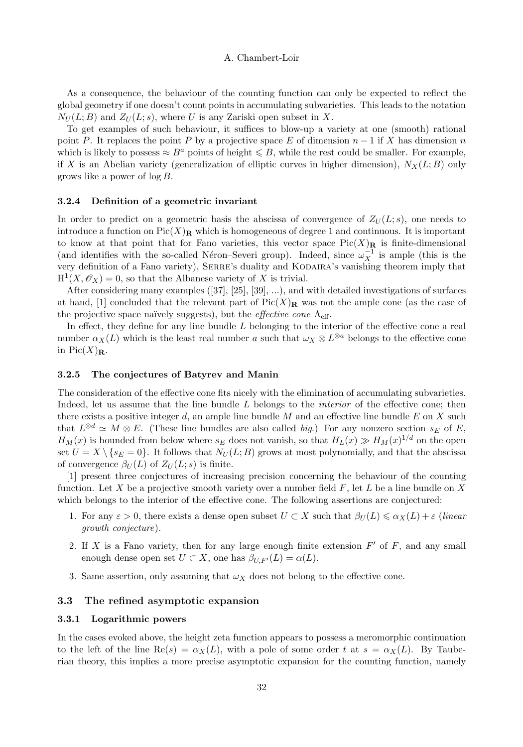As a consequence, the behaviour of the counting function can only be expected to reflect the global geometry if one doesn't count points in accumulating subvarieties. This leads to the notation $N_U(L;B)$ and $Z_U(L;s)$, where $U$ is any Zariski open subset in $X$.

To get examples of such behaviour, it suffices to blow-up a variety at one (smooth) rational point $P$. It replaces the point $P$ by a projective space $E$ of dimension $n-1$ if $X$ has dimension $n$ which is likely to possess $\approx B^a$ points of height $\leqslant B$, while the rest could be smaller. For example, if $X$ is an Abelian variety (generalization of elliptic curves in higher dimension), $N_X(L;B)$ only grows like a power of $\log B$.

### 3.2.4 Definition of a geometric invariant

In order to predict on a geometric basis the abscissa of convergence of $Z_U(L;s)$, one needs to introduce a function on $\operatorname{Pic}(X)_{\mathbf{R}}$ which is homogeneous of degree 1 and continuous. It is important to know at that point that for Fano varieties, this vector space $\operatorname{Pic}(X)_{\mathbf{R}}$ is finite-dimensional (and identifies with the so-called Néron–Severi group). Indeed, since $\omega_X^{-1}$ is ample (this is the very definition of a Fano variety), Serre's duality and Kodaira's vanishing theorem imply that $\mathrm{H}^1(X,\mathscr{O}_X)=0$, so that the Albanese variety of $X$ is trivial.

After considering many examples ([37], [25], [39], ...), and with detailed investigations of surfaces at hand, [1] concluded that the relevant part of $\operatorname{Pic}(X)_{\mathbf{R}}$ was not the ample cone (as the case of the projective space naïvely suggests), but the *effective cone* $\Lambda_{\text{eff}}$.

In effect, they define for any line bundle $L$ belonging to the interior of the effective cone a real number $\alpha_X(L)$ which is the least real number $a$ such that $\omega_X\otimes L^{\otimes a}$ belongs to the effective cone in $\operatorname{Pic}(X)_{\mathbf{R}}$.

### 3.2.5 The conjectures of Batyrev and Manin

The consideration of the effective cone fits nicely with the elimination of accumulating subvarieties. Indeed, let us assume that the line bundle $L$ belongs to the *interior* of the effective cone; then there exists a positive integer $d$, an ample line bundle $M$ and an effective line bundle $E$ on $X$ such that $L^{\otimes d}\simeq M\otimes E$. (These line bundles are also called *big*.) For any nonzero section $s_E$ of $E$, $H_M(x)$ is bounded from below where $s_E$ does not vanish, so that $H_L(x)\gg H_M(x)^{1/d}$ on the open set $U=X\setminus\{s_E=0\}$. It follows that $N_U(L;B)$ grows at most polynomially, and that the abscissa of convergence $\beta_U(L)$ of $Z_U(L;s)$ is finite.

[1] present three conjectures of increasing precision concerning the behaviour of the counting function. Let $X$ be a projective smooth variety over a number field $F$, let $L$ be a line bundle on $X$ which belongs to the interior of the effective cone. The following assertions are conjectured:

1. For any $\varepsilon>0$, there exists a dense open subset $U\subset X$ such that $\beta_U(L)\leqslant\alpha_X(L)+\varepsilon$ (*linear growth conjecture*).
2. If $X$ is a Fano variety, then for any large enough finite extension $F'$ of $F$, and any small enough dense open set $U\subset X$, one has $\beta_{U,F'}(L)=\alpha(L)$.
3. Same assertion, only assuming that $\omega_X$ does not belong to the effective cone.

## 3.3 The refined asymptotic expansion

### 3.3.1 Logarithmic powers

In the cases evoked above, the height zeta function appears to possess a meromorphic continuation to the left of the line $\operatorname{Re}(s)=\alpha_X(L)$, with a pole of some order $t$ at $s=\alpha_X(L)$. By Tauberian theory, this implies a more precise asymptotic expansion for the counting function, namely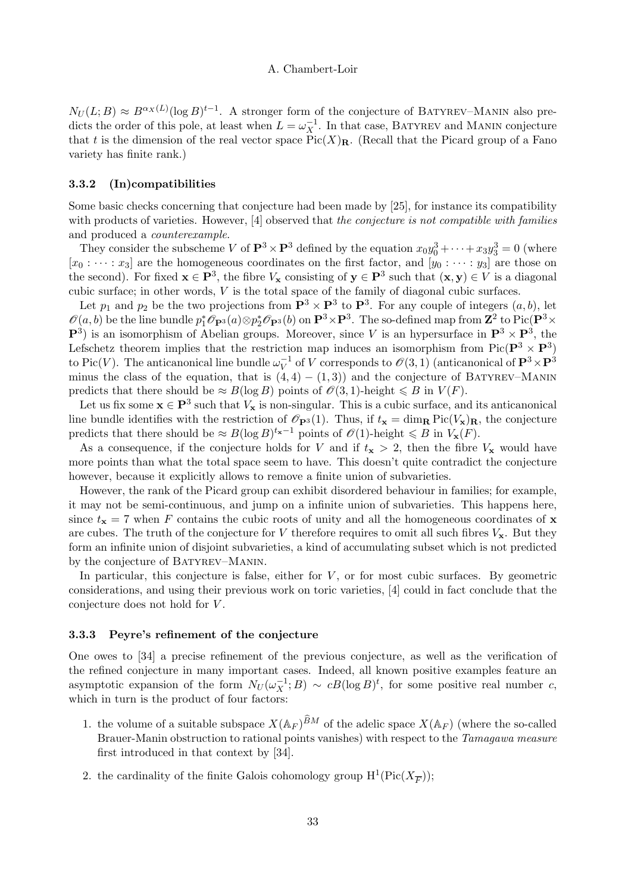$N_U(L;B) \approx B^{\alpha_X(L)}(\log B)^{t-1}$. A stronger form of the conjecture of Batyrev–Manin also predicts the order of this pole, at least when $L = \omega_X^{-1}$. In that case, Batyrev and Manin conjecture that $t$ is the dimension of the real vector space $\operatorname{Pic}(X)_{\mathbf{R}}$. (Recall that the Picard group of a Fano variety has finite rank.)

### 3.3.2 (In)compatibilities

Some basic checks concerning that conjecture had been made by [25], for instance its compatibility with products of varieties. However, [4] observed that *the conjecture is not compatible with families* and produced a *counterexample*.

They consider the subscheme $V$ of $\mathbf{P}^3 \times \mathbf{P}^3$ defined by the equation $x_0 y_0^3 + \cdots + x_3 y_3^3 = 0$ (where $[x_0 : \cdots : x_3]$ are the homogeneous coordinates on the first factor, and $[y_0 : \cdots : y_3]$ are those on the second). For fixed $\mathbf{x} \in \mathbf{P}^3$, the fibre $V_{\mathbf{x}}$ consisting of $\mathbf{y} \in \mathbf{P}^3$ such that $(\mathbf{x}, \mathbf{y}) \in V$ is a diagonal cubic surface; in other words, $V$ is the total space of the family of diagonal cubic surfaces.

Let $p_1$ and $p_2$ be the two projections from $\mathbf{P}^3 \times \mathbf{P}^3$ to $\mathbf{P}^3$. For any couple of integers $(a, b)$, let $\mathscr{O}(a, b)$ be the line bundle $p_1^*\mathscr{O}_{\mathbf{P}^3}(a) \otimes p_2^*\mathscr{O}_{\mathbf{P}^3}(b)$ on $\mathbf{P}^3 \times \mathbf{P}^3$. The so-defined map from $\mathbf{Z}^2$ to $\operatorname{Pic}(\mathbf{P}^3 \times \mathbf{P}^3)$ is an isomorphism of Abelian groups. Moreover, since $V$ is an hypersurface in $\mathbf{P}^3 \times \mathbf{P}^3$, the Lefschetz theorem implies that the restriction map induces an isomorphism from $\operatorname{Pic}(\mathbf{P}^3 \times \mathbf{P}^3)$ to $\operatorname{Pic}(V)$. The anticanonical line bundle $\omega_V^{-1}$ of $V$ corresponds to $\mathscr{O}(3, 1)$ (anticanonical of $\mathbf{P}^3 \times \mathbf{P}^3$ minus the class of the equation, that is $(4, 4) - (1, 3)$) and the conjecture of Batyrev–Manin predicts that there should be $\approx B(\log B)$ points of $\mathscr{O}(3, 1)$-height $\leqslant B$ in $V(F)$.

Let us fix some $\mathbf{x} \in \mathbf{P}^3$ such that $V_{\mathbf{x}}$ is non-singular. This is a cubic surface, and its anticanonical line bundle identifies with the restriction of $\mathscr{O}_{\mathbf{P}^3}(1)$. Thus, if $t_{\mathbf{x}} = \dim_{\mathbf{R}} \operatorname{Pic}(V_{\mathbf{x}})_{\mathbf{R}}$, the conjecture predicts that there should be $\approx B(\log B)^{t_{\mathbf{x}}-1}$ points of $\mathscr{O}(1)$-height $\leqslant B$ in $V_{\mathbf{x}}(F)$.

As a consequence, if the conjecture holds for $V$ and if $t_{\mathbf{x}} > 2$, then the fibre $V_{\mathbf{x}}$ would have more points than what the total space seem to have. This doesn't quite contradict the conjecture however, because it explicitly allows to remove a finite union of subvarieties.

However, the rank of the Picard group can exhibit disordered behaviour in families; for example, it may not be semi-continuous, and jump on a infinite union of subvarieties. This happens here, since $t_{\mathbf{x}} = 7$ when $F$ contains the cubic roots of unity and all the homogeneous coordinates of $\mathbf{x}$ are cubes. The truth of the conjecture for $V$ therefore requires to omit all such fibres $V_{\mathbf{x}}$. But they form an infinite union of disjoint subvarieties, a kind of accumulating subset which is not predicted by the conjecture of Batyrev–Manin.

In particular, this conjecture is false, either for $V$, or for most cubic surfaces. By geometric considerations, and using their previous work on toric varieties, [4] could in fact conclude that the conjecture does not hold for $V$.

### 3.3.3 Peyre's refinement of the conjecture

One owes to [34] a precise refinement of the previous conjecture, as well as the verification of the refined conjecture in many important cases. Indeed, all known positive examples feature an asymptotic expansion of the form $N_U(\omega_X^{-1}; B) \sim cB(\log B)^t$, for some positive real number $c$, which in turn is the product of four factors:

1. the volume of a suitable subspace $X(\mathbb{A}_F)^{\widehat{B}M}$ of the adelic space $X(\mathbb{A}_F)$ (where the so-called Brauer-Manin obstruction to rational points vanishes) with respect to the *Tamagawa measure* first introduced in that context by [34].
2. the cardinality of the finite Galois cohomology group $\mathrm{H}^1(\operatorname{Pic}(X_{\overline{F}}))$;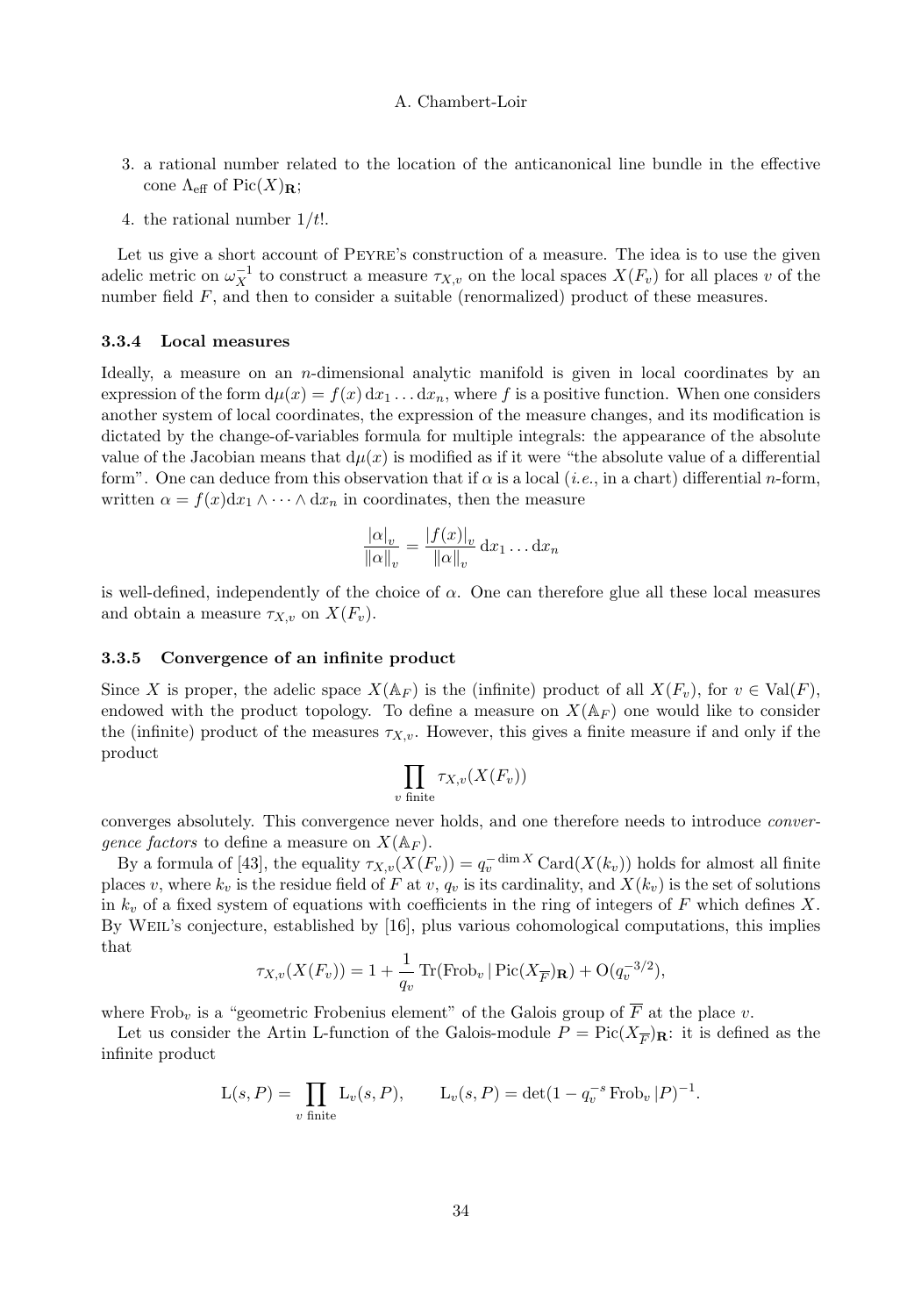3. a rational number related to the location of the anticanonical line bundle in the effective cone $\Lambda_{\text{eff}}$ of $\text{Pic}(X)_{\mathbf{R}}$;

4. the rational number $1/t!$.

Let us give a short account of Peyre's construction of a measure. The idea is to use the given adelic metric on $\omega_X^{-1}$ to construct a measure $\tau_{X,v}$ on the local spaces $X(F_v)$ for all places $v$ of the number field $F$, and then to consider a suitable (renormalized) product of these measures.

### 3.3.4 Local measures

Ideally, a measure on an $n$-dimensional analytic manifold is given in local coordinates by an expression of the form $\mathrm{d}\mu(x) = f(x)\,\mathrm{d}x_1 \dots \mathrm{d}x_n$, where $f$ is a positive function. When one considers another system of local coordinates, the expression of the measure changes, and its modification is dictated by the change-of-variables formula for multiple integrals: the appearance of the absolute value of the Jacobian means that $\mathrm{d}\mu(x)$ is modified as if it were "the absolute value of a differential form". One can deduce from this observation that if $\alpha$ is a local (*i.e.*, in a chart) differential $n$-form, written $\alpha = f(x)\mathrm{d}x_1 \wedge \dots \wedge \mathrm{d}x_n$ in coordinates, then the measure

$$\frac{|\alpha|_v}{\|\alpha\|_v} = \frac{|f(x)|_v}{\|\alpha\|_v}\,\mathrm{d}x_1 \dots \mathrm{d}x_n$$

is well-defined, independently of the choice of $\alpha$. One can therefore glue all these local measures and obtain a measure $\tau_{X,v}$ on $X(F_v)$.

### 3.3.5 Convergence of an infinite product

Since $X$ is proper, the adelic space $X(\mathbb{A}_F)$ is the (infinite) product of all $X(F_v)$, for $v \in \text{Val}(F)$, endowed with the product topology. To define a measure on $X(\mathbb{A}_F)$ one would like to consider the (infinite) product of the measures $\tau_{X,v}$. However, this gives a finite measure if and only if the product

$$\prod_{v \text{ finite}} \tau_{X,v}(X(F_v))$$

converges absolutely. This convergence never holds, and one therefore needs to introduce *convergence factors* to define a measure on $X(\mathbb{A}_F)$.

By a formula of [43], the equality $\tau_{X,v}(X(F_v)) = q_v^{-\dim X}\,\text{Card}(X(k_v))$ holds for almost all finite places $v$, where $k_v$ is the residue field of $F$ at $v$, $q_v$ is its cardinality, and $X(k_v)$ is the set of solutions in $k_v$ of a fixed system of equations with coefficients in the ring of integers of $F$ which defines $X$. By Weil's conjecture, established by [16], plus various cohomological computations, this implies that

$$\tau_{X,v}(X(F_v)) = 1 + \frac{1}{q_v}\,\text{Tr}(\text{Frob}_v \,|\, \text{Pic}(X_{\overline{F}})_{\mathbf{R}}) + \mathrm{O}(q_v^{-3/2}),$$

where $\text{Frob}_v$ is a "geometric Frobenius element" of the Galois group of $\overline{F}$ at the place $v$.

Let us consider the Artin L-function of the Galois-module $P = \text{Pic}(X_{\overline{F}})_{\mathbf{R}}$: it is defined as the infinite product

$$\mathrm{L}(s,P) = \prod_{v \text{ finite}} \mathrm{L}_v(s,P), \qquad \mathrm{L}_v(s,P) = \det(1 - q_v^{-s}\,\text{Frob}_v \,|P)^{-1}.$$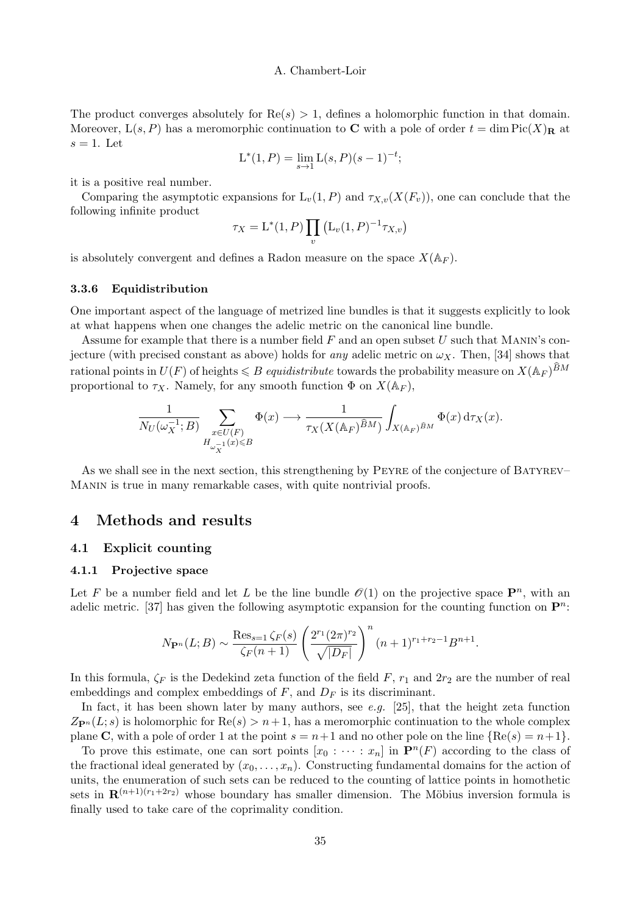The product converges absolutely for $\mathrm{Re}(s) > 1$, defines a holomorphic function in that domain. Moreover, $\mathrm{L}(s, P)$ has a meromorphic continuation to $\mathbf{C}$ with a pole of order $t = \dim \mathrm{Pic}(X)_{\mathbf{R}}$ at $s = 1$. Let

$$\mathrm{L}^*(1, P) = \lim_{s \to 1} \mathrm{L}(s, P)(s-1)^{-t};$$

it is a positive real number.

Comparing the asymptotic expansions for $\mathrm{L}_v(1, P)$ and $\tau_{X,v}(X(F_v))$, one can conclude that the following infinite product

$$\tau_X = \mathrm{L}^*(1, P) \prod_v \left(\mathrm{L}_v(1, P)^{-1} \tau_{X,v}\right)$$

is absolutely convergent and defines a Radon measure on the space $X(\mathbb{A}_F)$.

### 3.3.6 Equidistribution

One important aspect of the language of metrized line bundles is that it suggests explicitly to look at what happens when one changes the adelic metric on the canonical line bundle.

Assume for example that there is a number field $F$ and an open subset $U$ such that Manin's conjecture (with precised constant as above) holds for *any* adelic metric on $\omega_X$. Then, [34] shows that rational points in $U(F)$ of heights $\leqslant B$ *equidistribute* towards the probability measure on $X(\mathbb{A}_F)^{\widehat{B}M}$ proportional to $\tau_X$. Namely, for any smooth function $\Phi$ on $X(\mathbb{A}_F)$,

$$\frac{1}{N_U(\omega_X^{-1}; B)} \sum_{\substack{x \in U(F) \\ H_{\omega_X^{-1}}(x) \leqslant B}} \Phi(x) \longrightarrow \frac{1}{\tau_X(X(\mathbb{A}_F)^{\widehat{B}M})} \int_{X(\mathbb{A}_F)^{\widehat{B}M}} \Phi(x) \, \mathrm{d}\tau_X(x).$$

As we shall see in the next section, this strengthening by Peyre of the conjecture of Batyrev–Manin is true in many remarkable cases, with quite nontrivial proofs.

# 4 Methods and results

## 4.1 Explicit counting

### 4.1.1 Projective space

Let $F$ be a number field and let $L$ be the line bundle $\mathscr{O}(1)$ on the projective space $\mathbf{P}^n$, with an adelic metric. [37] has given the following asymptotic expansion for the counting function on $\mathbf{P}^n$:

$$N_{\mathbf{P}^n}(L; B) \sim \frac{\mathrm{Res}_{s=1} \zeta_F(s)}{\zeta_F(n+1)} \left( \frac{2^{r_1} (2\pi)^{r_2}}{\sqrt{|D_F|}} \right)^n (n+1)^{r_1 + r_2 - 1} B^{n+1}.$$

In this formula, $\zeta_F$ is the Dedekind zeta function of the field $F$, $r_1$ and $2r_2$ are the number of real embeddings and complex embeddings of $F$, and $D_F$ is its discriminant.

In fact, it has been shown later by many authors, see *e.g.* [25], that the height zeta function $Z_{\mathbf{P}^n}(L; s)$ is holomorphic for $\mathrm{Re}(s) > n+1$, has a meromorphic continuation to the whole complex plane $\mathbf{C}$, with a pole of order 1 at the point $s = n+1$ and no other pole on the line $\{\mathrm{Re}(s) = n+1\}$.

To prove this estimate, one can sort points $[x_0 : \cdots : x_n]$ in $\mathbf{P}^n(F)$ according to the class of the fractional ideal generated by $(x_0, \ldots, x_n)$. Constructing fundamental domains for the action of units, the enumeration of such sets can be reduced to the counting of lattice points in homothetic sets in $\mathbf{R}^{(n+1)(r_1+2r_2)}$ whose boundary has smaller dimension. The Möbius inversion formula is finally used to take care of the coprimality condition.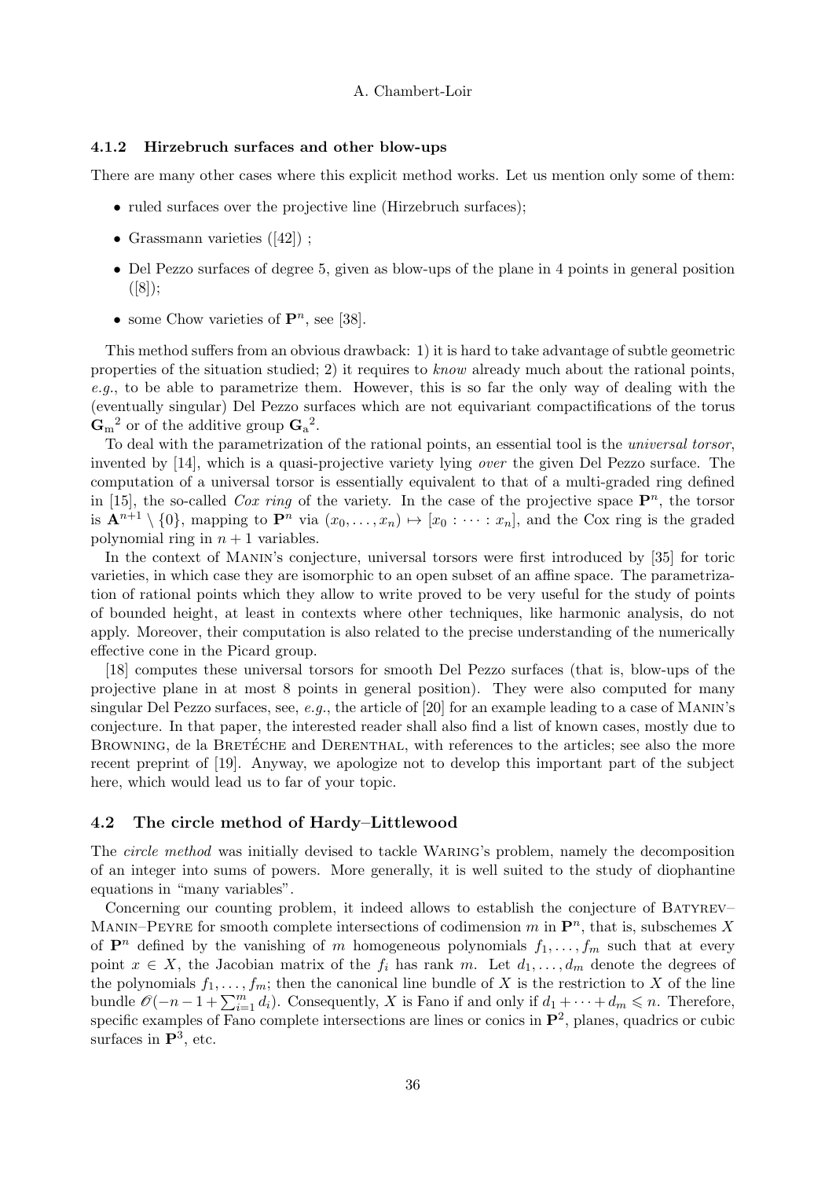### 4.1.2 Hirzebruch surfaces and other blow-ups

There are many other cases where this explicit method works. Let us mention only some of them:

- ruled surfaces over the projective line (Hirzebruch surfaces);
- Grassmann varieties ([42]) ;
- Del Pezzo surfaces of degree 5, given as blow-ups of the plane in 4 points in general position ([8]);
- some Chow varieties of $\mathbf{P}^n$, see [38].

This method suffers from an obvious drawback: 1) it is hard to take advantage of subtle geometric properties of the situation studied; 2) it requires to *know* already much about the rational points, *e.g.*, to be able to parametrize them. However, this is so far the only way of dealing with the (eventually singular) Del Pezzo surfaces which are not equivariant compactifications of the torus ${\mathbf{G}_\mathrm{m}}^2$ or of the additive group ${\mathbf{G}_\mathrm{a}}^2$.

To deal with the parametrization of the rational points, an essential tool is the *universal torsor*, invented by [14], which is a quasi-projective variety lying *over* the given Del Pezzo surface. The computation of a universal torsor is essentially equivalent to that of a multi-graded ring defined in [15], the so-called *Cox ring* of the variety. In the case of the projective space $\mathbf{P}^n$, the torsor is $\mathbf{A}^{n+1} \setminus \{0\}$, mapping to $\mathbf{P}^n$ via $(x_0, \dots, x_n) \mapsto [x_0 : \dots : x_n]$, and the Cox ring is the graded polynomial ring in $n+1$ variables.

In the context of Manin's conjecture, universal torsors were first introduced by [35] for toric varieties, in which case they are isomorphic to an open subset of an affine space. The parametrization of rational points which they allow to write proved to be very useful for the study of points of bounded height, at least in contexts where other techniques, like harmonic analysis, do not apply. Moreover, their computation is also related to the precise understanding of the numerically effective cone in the Picard group.

[18] computes these universal torsors for smooth Del Pezzo surfaces (that is, blow-ups of the projective plane in at most 8 points in general position). They were also computed for many singular Del Pezzo surfaces, see, *e.g.*, the article of [20] for an example leading to a case of Manin's conjecture. In that paper, the interested reader shall also find a list of known cases, mostly due to Browning, de la Bretèche and Derenthal, with references to the articles; see also the more recent preprint of [19]. Anyway, we apologize not to develop this important part of the subject here, which would lead us to far of your topic.

## 4.2 The circle method of Hardy–Littlewood

The *circle method* was initially devised to tackle Waring's problem, namely the decomposition of an integer into sums of powers. More generally, it is well suited to the study of diophantine equations in "many variables".

Concerning our counting problem, it indeed allows to establish the conjecture of Batyrev–Manin–Peyre for smooth complete intersections of codimension $m$ in $\mathbf{P}^n$, that is, subschemes $X$ of $\mathbf{P}^n$ defined by the vanishing of $m$ homogeneous polynomials $f_1, \dots, f_m$ such that at every point $x \in X$, the Jacobian matrix of the $f_i$ has rank $m$. Let $d_1, \dots, d_m$ denote the degrees of the polynomials $f_1, \dots, f_m$; then the canonical line bundle of $X$ is the restriction to $X$ of the line bundle $\mathscr{O}(-n-1+\sum_{i=1}^m d_i)$. Consequently, $X$ is Fano if and only if $d_1 + \dots + d_m \leqslant n$. Therefore, specific examples of Fano complete intersections are lines or conics in $\mathbf{P}^2$, planes, quadrics or cubic surfaces in $\mathbf{P}^3$, etc.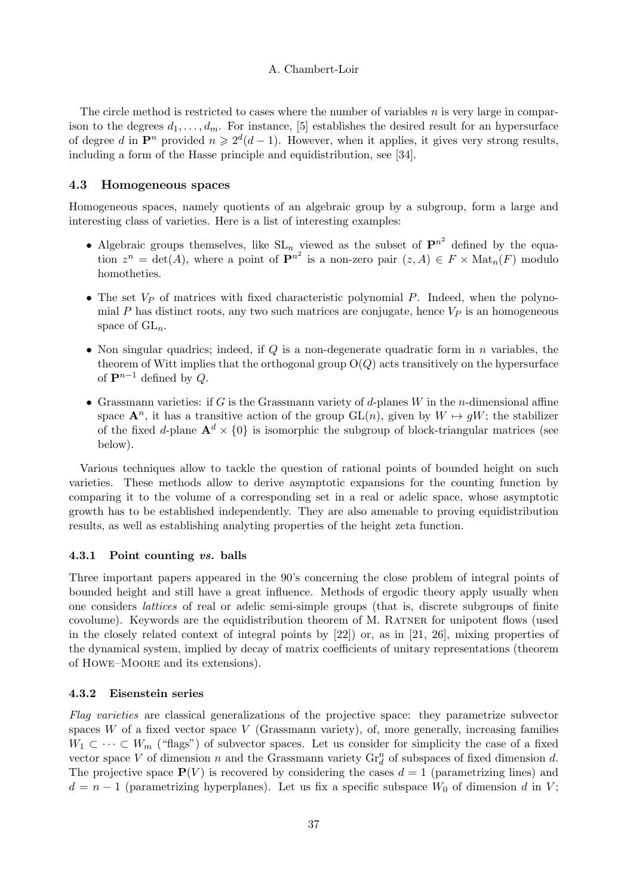The circle method is restricted to cases where the number of variables $n$ is very large in comparison to the degrees $d_1, \dots, d_m$. For instance, [5] establishes the desired result for an hypersurface of degree $d$ in $\mathbf{P}^n$ provided $n \geqslant 2^d(d-1)$. However, when it applies, it gives very strong results, including a form of the Hasse principle and equidistribution, see [34].

### 4.3 Homogeneous spaces

Homogeneous spaces, namely quotients of an algebraic group by a subgroup, form a large and interesting class of varieties. Here is a list of interesting examples:

- Algebraic groups themselves, like $\mathrm{SL}_n$ viewed as the subset of $\mathbf{P}^{n^2}$ defined by the equation $z^n = \det(A)$, where a point of $\mathbf{P}^{n^2}$ is a non-zero pair $(z, A) \in F \times \mathrm{Mat}_n(F)$ modulo homotheties.
- The set $V_P$ of matrices with fixed characteristic polynomial $P$. Indeed, when the polynomial $P$ has distinct roots, any two such matrices are conjugate, hence $V_P$ is an homogeneous space of $\mathrm{GL}_n$.
- Non singular quadrics; indeed, if $Q$ is a non-degenerate quadratic form in $n$ variables, the theorem of Witt implies that the orthogonal group $\mathrm{O}(Q)$ acts transitively on the hypersurface of $\mathbf{P}^{n-1}$ defined by $Q$.
- Grassmann varieties: if $G$ is the Grassmann variety of $d$-planes $W$ in the $n$-dimensional affine space $\mathbf{A}^n$, it has a transitive action of the group $\mathrm{GL}(n)$, given by $W \mapsto gW$; the stabilizer of the fixed $d$-plane $\mathbf{A}^d \times \{0\}$ is isomorphic the subgroup of block-triangular matrices (see below).

Various techniques allow to tackle the question of rational points of bounded height on such varieties. These methods allow to derive asymptotic expansions for the counting function by comparing it to the volume of a corresponding set in a real or adelic space, whose asymptotic growth has to be established independently. They are also amenable to proving equidistribution results, as well as establishing analyting properties of the height zeta function.

#### 4.3.1 Point counting *vs.* balls

Three important papers appeared in the 90's concerning the close problem of integral points of bounded height and still have a great influence. Methods of ergodic theory apply usually when one considers *lattices* of real or adelic semi-simple groups (that is, discrete subgroups of finite covolume). Keywords are the equidistribution theorem of M. Ratner for unipotent flows (used in the closely related context of integral points by [22]) or, as in [21, 26], mixing properties of the dynamical system, implied by decay of matrix coefficients of unitary representations (theorem of Howe–Moore and its extensions).

#### 4.3.2 Eisenstein series

*Flag varieties* are classical generalizations of the projective space: they parametrize subvector spaces $W$ of a fixed vector space $V$ (Grassmann variety), of, more generally, increasing families $W_1 \subset \cdots \subset W_m$ ("flags") of subvector spaces. Let us consider for simplicity the case of a fixed vector space $V$ of dimension $n$ and the Grassmann variety $\mathrm{Gr}^n_d$ of subspaces of fixed dimension $d$. The projective space $\mathbf{P}(V)$ is recovered by considering the cases $d = 1$ (parametrizing lines) and $d = n-1$ (parametrizing hyperplanes). Let us fix a specific subspace $W_0$ of dimension $d$ in $V$;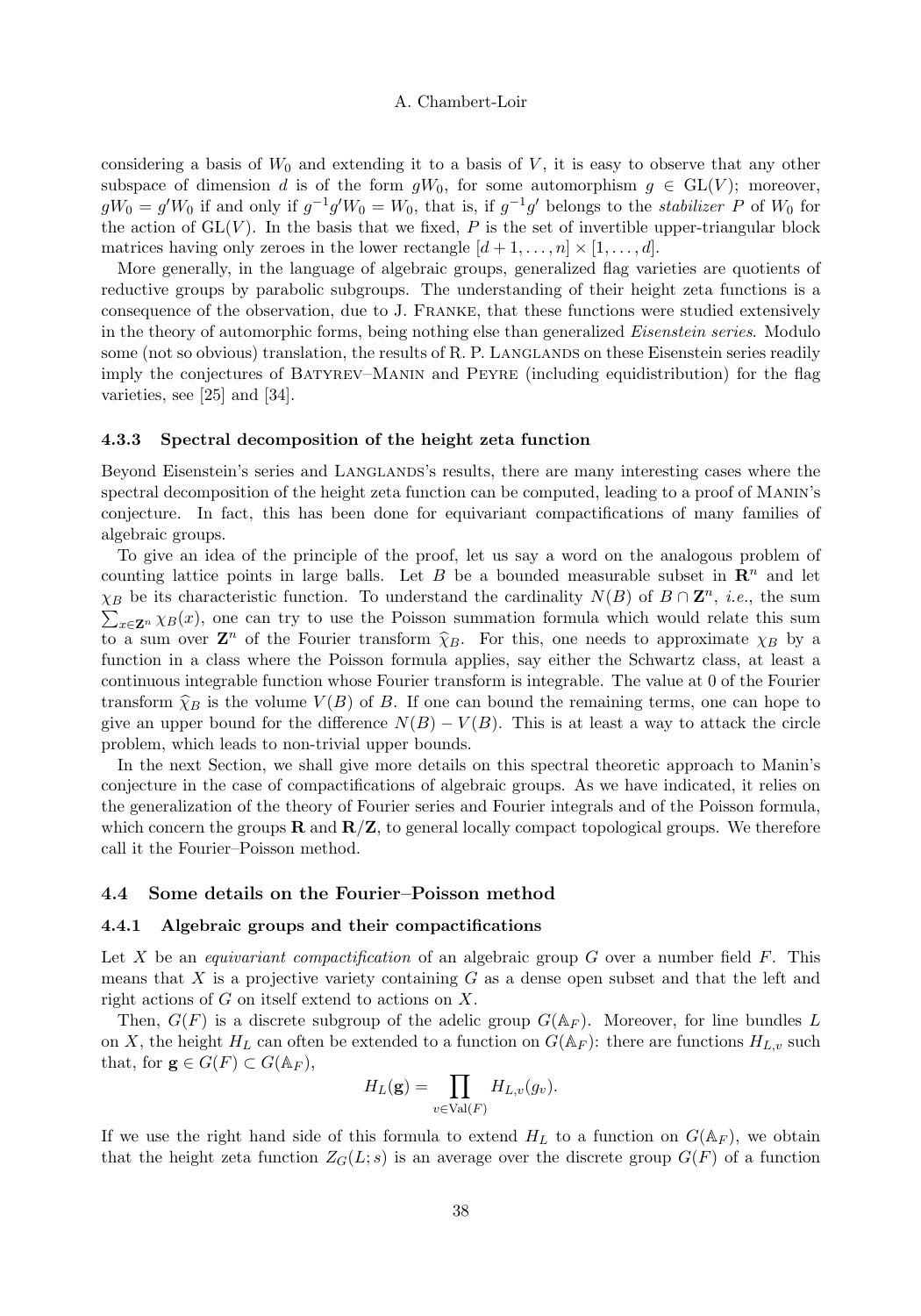considering a basis of $W_0$ and extending it to a basis of $V$, it is easy to observe that any other subspace of dimension $d$ is of the form $gW_0$, for some automorphism $g \in \mathrm{GL}(V)$; moreover, $gW_0 = g'W_0$ if and only if $g^{-1}g'W_0 = W_0$, that is, if $g^{-1}g'$ belongs to the *stabilizer* $P$ of $W_0$ for the action of $\mathrm{GL}(V)$. In the basis that we fixed, $P$ is the set of invertible upper-triangular block matrices having only zeroes in the lower rectangle $[d+1,\dots,n] \times [1,\dots,d]$.

More generally, in the language of algebraic groups, generalized flag varieties are quotients of reductive groups by parabolic subgroups. The understanding of their height zeta functions is a consequence of the observation, due to J. Franke, that these functions were studied extensively in the theory of automorphic forms, being nothing else than generalized *Eisenstein series*. Modulo some (not so obvious) translation, the results of R. P. Langlands on these Eisenstein series readily imply the conjectures of Batyrev–Manin and Peyre (including equidistribution) for the flag varieties, see [25] and [34].

#### 4.3.3 Spectral decomposition of the height zeta function

Beyond Eisenstein's series and Langlands's results, there are many interesting cases where the spectral decomposition of the height zeta function can be computed, leading to a proof of Manin's conjecture. In fact, this has been done for equivariant compactifications of many families of algebraic groups.

To give an idea of the principle of the proof, let us say a word on the analogous problem of counting lattice points in large balls. Let $B$ be a bounded measurable subset in $\mathbf{R}^n$ and let $\chi_B$ be its characteristic function. To understand the cardinality $N(B)$ of $B \cap \mathbf{Z}^n$, *i.e.*, the sum $\sum_{x\in\mathbf{Z}^n} \chi_B(x)$, one can try to use the Poisson summation formula which would relate this sum to a sum over $\mathbf{Z}^n$ of the Fourier transform $\widehat{\chi}_B$. For this, one needs to approximate $\chi_B$ by a function in a class where the Poisson formula applies, say either the Schwartz class, at least a continuous integrable function whose Fourier transform is integrable. The value at 0 of the Fourier transform $\widehat{\chi}_B$ is the volume $V(B)$ of $B$. If one can bound the remaining terms, one can hope to give an upper bound for the difference $N(B) - V(B)$. This is at least a way to attack the circle problem, which leads to non-trivial upper bounds.

In the next Section, we shall give more details on this spectral theoretic approach to Manin's conjecture in the case of compactifications of algebraic groups. As we have indicated, it relies on the generalization of the theory of Fourier series and Fourier integrals and of the Poisson formula, which concern the groups $\mathbf{R}$ and $\mathbf{R}/\mathbf{Z}$, to general locally compact topological groups. We therefore call it the Fourier–Poisson method.

### 4.4 Some details on the Fourier–Poisson method

#### 4.4.1 Algebraic groups and their compactifications

Let $X$ be an *equivariant compactification* of an algebraic group $G$ over a number field $F$. This means that $X$ is a projective variety containing $G$ as a dense open subset and that the left and right actions of $G$ on itself extend to actions on $X$.

Then, $G(F)$ is a discrete subgroup of the adelic group $G(\mathbb{A}_F)$. Moreover, for line bundles $L$ on $X$, the height $H_L$ can often be extended to a function on $G(\mathbb{A}_F)$: there are functions $H_{L,v}$ such that, for $\mathbf{g} \in G(F) \subset G(\mathbb{A}_F)$,

$$H_L(\mathbf{g}) = \prod_{v\in\mathrm{Val}(F)} H_{L,v}(g_v).$$

If we use the right hand side of this formula to extend $H_L$ to a function on $G(\mathbb{A}_F)$, we obtain that the height zeta function $Z_G(L;s)$ is an average over the discrete group $G(F)$ of a function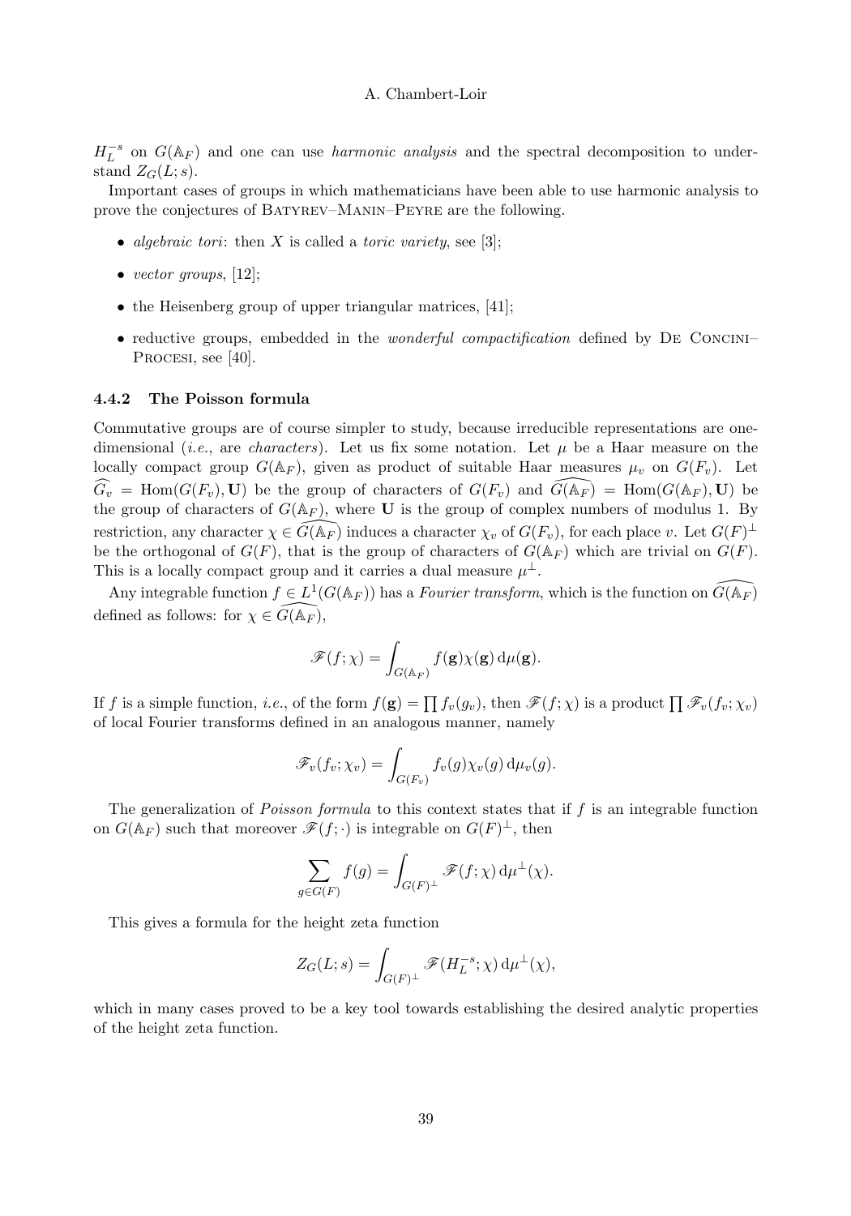$H_L^{-s}$ on $G(\mathbb{A}_F)$ and one can use *harmonic analysis* and the spectral decomposition to understand $Z_G(L;s)$.

Important cases of groups in which mathematicians have been able to use harmonic analysis to prove the conjectures of Batyrev–Manin–Peyre are the following.

- *algebraic tori*: then $X$ is called a *toric variety*, see [3];
- *vector groups*, [12];
- the Heisenberg group of upper triangular matrices, [41];
- reductive groups, embedded in the *wonderful compactification* defined by De Concini–Procesi, see [40].

#### 4.4.2 The Poisson formula

Commutative groups are of course simpler to study, because irreducible representations are one-dimensional (*i.e.*, are *characters*). Let us fix some notation. Let $\mu$ be a Haar measure on the locally compact group $G(\mathbb{A}_F)$, given as product of suitable Haar measures $\mu_v$ on $G(F_v)$. Let $\widehat{G_v} = \operatorname{Hom}(G(F_v), \mathbf{U})$ be the group of characters of $G(F_v)$ and $\widehat{G(\mathbb{A}_F)} = \operatorname{Hom}(G(\mathbb{A}_F), \mathbf{U})$ be the group of characters of $G(\mathbb{A}_F)$, where $\mathbf{U}$ is the group of complex numbers of modulus 1. By restriction, any character $\chi \in \widehat{G(\mathbb{A}_F)}$ induces a character $\chi_v$ of $G(F_v)$, for each place $v$. Let $G(F)^\perp$ be the orthogonal of $G(F)$, that is the group of characters of $G(\mathbb{A}_F)$ which are trivial on $G(F)$. This is a locally compact group and it carries a dual measure $\mu^\perp$.

Any integrable function $f \in L^1(G(\mathbb{A}_F))$ has a *Fourier transform*, which is the function on $\widehat{G(\mathbb{A}_F)}$ defined as follows: for $\chi \in \widehat{G(\mathbb{A}_F)}$,

$$\mathscr{F}(f;\chi) = \int_{G(\mathbb{A}_F)} f(\mathbf{g})\chi(\mathbf{g})\,\mathrm{d}\mu(\mathbf{g}).$$

If $f$ is a simple function, *i.e.*, of the form $f(\mathbf{g}) = \prod f_v(g_v)$, then $\mathscr{F}(f;\chi)$ is a product $\prod \mathscr{F}_v(f_v;\chi_v)$ of local Fourier transforms defined in an analogous manner, namely

$$\mathscr{F}_v(f_v;\chi_v) = \int_{G(F_v)} f_v(g)\chi_v(g)\,\mathrm{d}\mu_v(g).$$

The generalization of *Poisson formula* to this context states that if $f$ is an integrable function on $G(\mathbb{A}_F)$ such that moreover $\mathscr{F}(f;\cdot)$ is integrable on $G(F)^\perp$, then

$$\sum_{g\in G(F)} f(g) = \int_{G(F)^\perp} \mathscr{F}(f;\chi)\,\mathrm{d}\mu^\perp(\chi).$$

This gives a formula for the height zeta function

$$Z_G(L;s) = \int_{G(F)^\perp} \mathscr{F}(H_L^{-s};\chi)\,\mathrm{d}\mu^\perp(\chi),$$

which in many cases proved to be a key tool towards establishing the desired analytic properties of the height zeta function.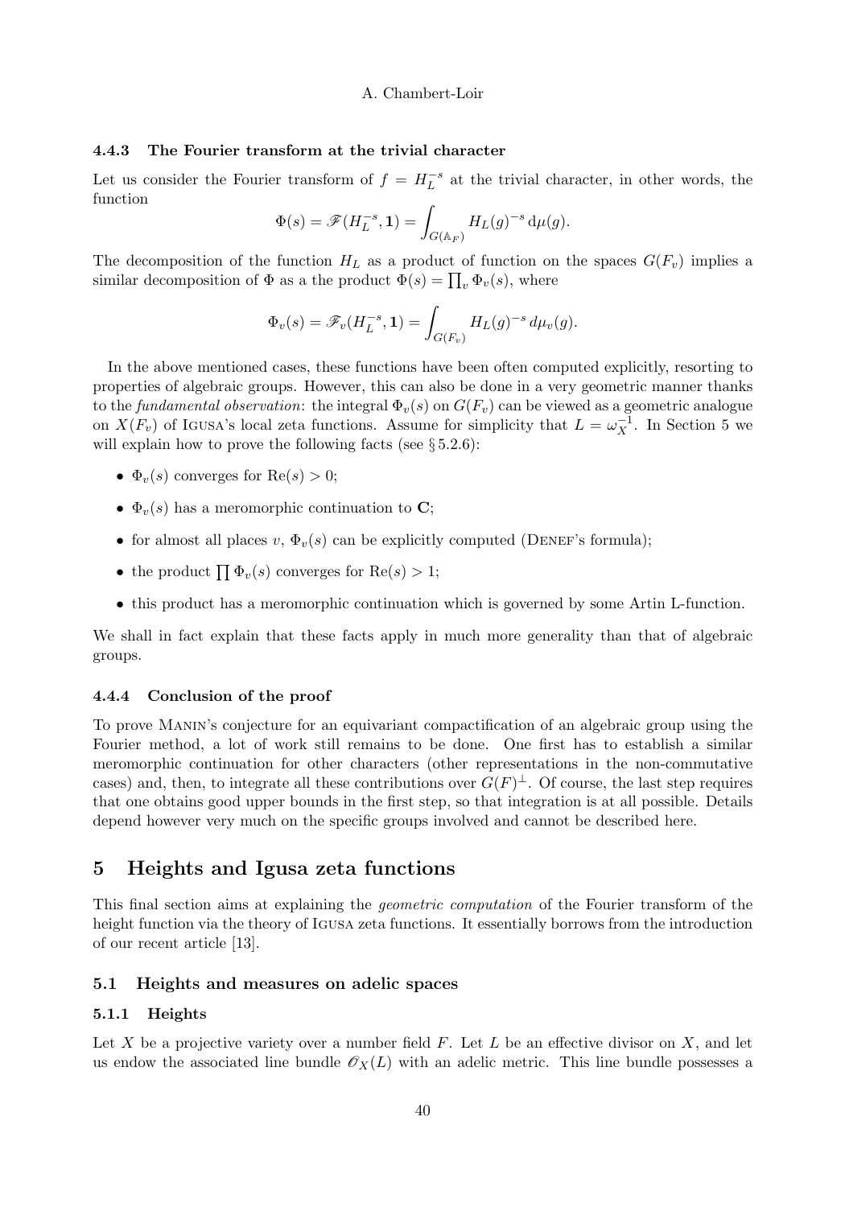#### 4.4.3 The Fourier transform at the trivial character

Let us consider the Fourier transform of $f = H_L^{-s}$ at the trivial character, in other words, the function

$$\Phi(s) = \mathscr{F}(H_L^{-s}, \mathbf{1}) = \int_{G(\mathbb{A}_F)} H_L(g)^{-s} \, \mathrm{d}\mu(g).$$

The decomposition of the function $H_L$ as a product of function on the spaces $G(F_v)$ implies a similar decomposition of $\Phi$ as a the product $\Phi(s) = \prod_v \Phi_v(s)$, where

$$\Phi_v(s) = \mathscr{F}_v(H_L^{-s}, \mathbf{1}) = \int_{G(F_v)} H_L(g)^{-s} \, d\mu_v(g).$$

In the above mentioned cases, these functions have been often computed explicitly, resorting to properties of algebraic groups. However, this can also be done in a very geometric manner thanks to the *fundamental observation*: the integral $\Phi_v(s)$ on $G(F_v)$ can be viewed as a geometric analogue on $X(F_v)$ of Igusa's local zeta functions. Assume for simplicity that $L = \omega_X^{-1}$. In Section 5 we will explain how to prove the following facts (see § 5.2.6):

- $\Phi_v(s)$ converges for $\mathrm{Re}(s) > 0$;
- $\Phi_v(s)$ has a meromorphic continuation to $\mathbf{C}$;
- for almost all places $v$, $\Phi_v(s)$ can be explicitly computed (Denef's formula);
- the product $\prod \Phi_v(s)$ converges for $\mathrm{Re}(s) > 1$;
- this product has a meromorphic continuation which is governed by some Artin L-function.

We shall in fact explain that these facts apply in much more generality than that of algebraic groups.

#### 4.4.4 Conclusion of the proof

To prove Manin's conjecture for an equivariant compactification of an algebraic group using the Fourier method, a lot of work still remains to be done. One first has to establish a similar meromorphic continuation for other characters (other representations in the non-commutative cases) and, then, to integrate all these contributions over $G(F)^\perp$. Of course, the last step requires that one obtains good upper bounds in the first step, so that integration is at all possible. Details depend however very much on the specific groups involved and cannot be described here.

## 5 Heights and Igusa zeta functions

This final section aims at explaining the *geometric computation* of the Fourier transform of the height function via the theory of Igusa zeta functions. It essentially borrows from the introduction of our recent article [13].

### 5.1 Heights and measures on adelic spaces

#### 5.1.1 Heights

Let $X$ be a projective variety over a number field $F$. Let $L$ be an effective divisor on $X$, and let us endow the associated line bundle $\mathscr{O}_X(L)$ with an adelic metric. This line bundle possesses a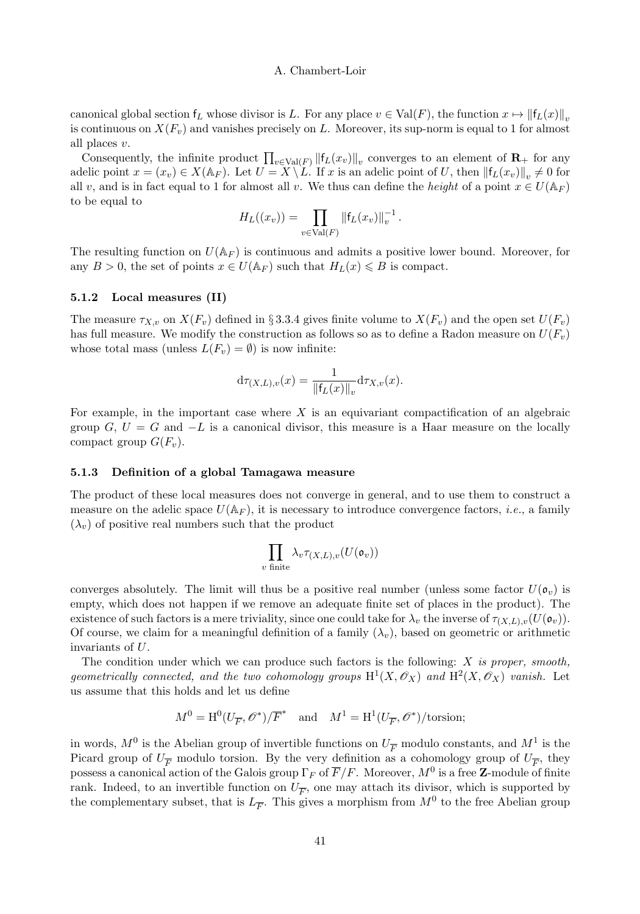canonical global section $\mathsf{f}_L$ whose divisor is $L$. For any place $v \in \mathrm{Val}(F)$, the function $x \mapsto \|\mathsf{f}_L(x)\|_v$ is continuous on $X(F_v)$ and vanishes precisely on $L$. Moreover, its sup-norm is equal to 1 for almost all places $v$.

Consequently, the infinite product $\prod_{v\in\mathrm{Val}(F)} \|\mathsf{f}_L(x_v)\|_v$ converges to an element of $\mathbf{R}_+$ for any adelic point $x = (x_v) \in X(\mathbb{A}_F)$. Let $U = X \setminus L$. If $x$ is an adelic point of $U$, then $\|\mathsf{f}_L(x_v)\|_v \neq 0$ for all $v$, and is in fact equal to 1 for almost all $v$. We thus can define the *height* of a point $x \in U(\mathbb{A}_F)$ to be equal to

$$H_L((x_v)) = \prod_{v\in\mathrm{Val}(F)} \|\mathsf{f}_L(x_v)\|_v^{-1}.$$

The resulting function on $U(\mathbb{A}_F)$ is continuous and admits a positive lower bound. Moreover, for any $B > 0$, the set of points $x \in U(\mathbb{A}_F)$ such that $H_L(x) \leqslant B$ is compact.

### 5.1.2 Local measures (II)

The measure $\tau_{X,v}$ on $X(F_v)$ defined in § 3.3.4 gives finite volume to $X(F_v)$ and the open set $U(F_v)$ has full measure. We modify the construction as follows so as to define a Radon measure on $U(F_v)$ whose total mass (unless $L(F_v) = \emptyset$) is now infinite:

$$\mathrm{d}\tau_{(X,L),v}(x) = \frac{1}{\|\mathsf{f}_L(x)\|_v} \mathrm{d}\tau_{X,v}(x).$$

For example, in the important case where $X$ is an equivariant compactification of an algebraic group $G$, $U = G$ and $-L$ is a canonical divisor, this measure is a Haar measure on the locally compact group $G(F_v)$.

### 5.1.3 Definition of a global Tamagawa measure

The product of these local measures does not converge in general, and to use them to construct a measure on the adelic space $U(\mathbb{A}_F)$, it is necessary to introduce convergence factors, *i.e.*, a family $(\lambda_v)$ of positive real numbers such that the product

$$\prod_{v \text{ finite}} \lambda_v \tau_{(X,L),v}(U(\mathfrak{o}_v))$$

converges absolutely. The limit will thus be a positive real number (unless some factor $U(\mathfrak{o}_v)$ is empty, which does not happen if we remove an adequate finite set of places in the product). The existence of such factors is a mere triviality, since one could take for $\lambda_v$ the inverse of $\tau_{(X,L),v}(U(\mathfrak{o}_v))$. Of course, we claim for a meaningful definition of a family $(\lambda_v)$, based on geometric or arithmetic invariants of $U$.

The condition under which we can produce such factors is the following: *$X$ is proper, smooth, geometrically connected, and the two cohomology groups $\mathrm{H}^1(X, \mathscr{O}_X)$ and $\mathrm{H}^2(X, \mathscr{O}_X)$ vanish.* Let us assume that this holds and let us define

$$M^0 = \mathrm{H}^0(U_{\overline{F}}, \mathscr{O}^*)/\overline{F}^* \quad \text{and} \quad M^1 = \mathrm{H}^1(U_{\overline{F}}, \mathscr{O}^*)/\text{torsion};$$

in words, $M^0$ is the Abelian group of invertible functions on $U_{\overline{F}}$ modulo constants, and $M^1$ is the Picard group of $U_{\overline{F}}$ modulo torsion. By the very definition as a cohomology group of $U_{\overline{F}}$, they possess a canonical action of the Galois group $\Gamma_F$ of $\overline{F}/F$. Moreover, $M^0$ is a free $\mathbf{Z}$-module of finite rank. Indeed, to an invertible function on $U_{\overline{F}}$, one may attach its divisor, which is supported by the complementary subset, that is $L_{\overline{F}}$. This gives a morphism from $M^0$ to the free Abelian group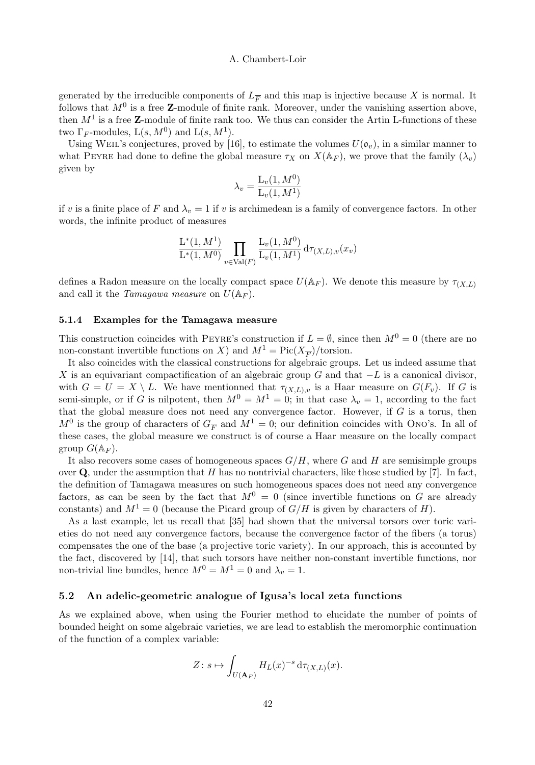generated by the irreducible components of $L_{\overline{F}}$ and this map is injective because $X$ is normal. It follows that $M^0$ is a free $\mathbf{Z}$-module of finite rank. Moreover, under the vanishing assertion above, then $M^1$ is a free $\mathbf{Z}$-module of finite rank too. We thus can consider the Artin L-functions of these two $\Gamma_F$-modules, $\mathrm{L}(s, M^0)$ and $\mathrm{L}(s, M^1)$.

Using Weil's conjectures, proved by [16], to estimate the volumes $U(\mathfrak{o}_v)$, in a similar manner to what Peyre had done to define the global measure $\tau_X$ on $X(\mathbb{A}_F)$, we prove that the family $(\lambda_v)$ given by

$$\lambda_v = \frac{\mathrm{L}_v(1, M^0)}{\mathrm{L}_v(1, M^1)}$$

if $v$ is a finite place of $F$ and $\lambda_v = 1$ if $v$ is archimedean is a family of convergence factors. In other words, the infinite product of measures

$$\frac{\mathrm{L}^*(1, M^1)}{\mathrm{L}^*(1, M^0)} \prod_{v \in \mathrm{Val}(F)} \frac{\mathrm{L}_v(1, M^0)}{\mathrm{L}_v(1, M^1)} \, \mathrm{d}\tau_{(X,L),v}(x_v)$$

defines a Radon measure on the locally compact space $U(\mathbb{A}_F)$. We denote this measure by $\tau_{(X,L)}$ and call it the *Tamagawa measure* on $U(\mathbb{A}_F)$.

### 5.1.4 Examples for the Tamagawa measure

This construction coincides with Peyre's construction if $L = \emptyset$, since then $M^0 = 0$ (there are no non-constant invertible functions on $X$) and $M^1 = \mathrm{Pic}(X_{\overline{F}})/\text{torsion}$.

It also coincides with the classical constructions for algebraic groups. Let us indeed assume that $X$ is an equivariant compactification of an algebraic group $G$ and that $-L$ is a canonical divisor, with $G = U = X \setminus L$. We have mentionned that $\tau_{(X,L),v}$ is a Haar measure on $G(F_v)$. If $G$ is semi-simple, or if $G$ is nilpotent, then $M^0 = M^1 = 0$; in that case $\lambda_v = 1$, according to the fact that the global measure does not need any convergence factor. However, if $G$ is a torus, then $M^0$ is the group of characters of $G_{\overline{F}}$ and $M^1 = 0$; our definition coincides with Ono's. In all of these cases, the global measure we construct is of course a Haar measure on the locally compact group $G(\mathbb{A}_F)$.

It also recovers some cases of homogeneous spaces $G/H$, where $G$ and $H$ are semisimple groups over $\mathbf{Q}$, under the assumption that $H$ has no nontrivial characters, like those studied by [7]. In fact, the definition of Tamagawa measures on such homogeneous spaces does not need any convergence factors, as can be seen by the fact that $M^0 = 0$ (since invertible functions on $G$ are already constants) and $M^1 = 0$ (because the Picard group of $G/H$ is given by characters of $H$).

As a last example, let us recall that [35] had shown that the universal torsors over toric varieties do not need any convergence factors, because the convergence factor of the fibers (a torus) compensates the one of the base (a projective toric variety). In our approach, this is accounted by the fact, discovered by [14], that such torsors have neither non-constant invertible functions, nor non-trivial line bundles, hence $M^0 = M^1 = 0$ and $\lambda_v = 1$.

## 5.2 An adelic-geometric analogue of Igusa's local zeta functions

As we explained above, when using the Fourier method to elucidate the number of points of bounded height on some algebraic varieties, we are lead to establish the meromorphic continuation of the function of a complex variable:

$$Z \colon s \mapsto \int_{U(\mathbf{A}_F)} H_L(x)^{-s} \, \mathrm{d}\tau_{(X,L)}(x).$$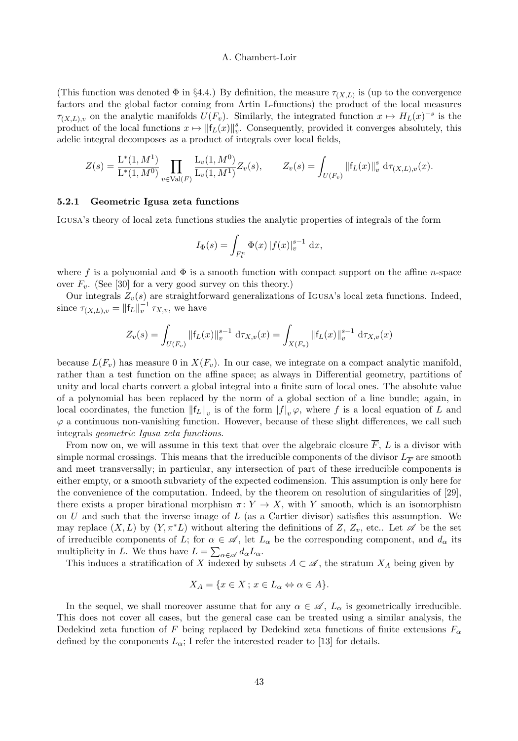(This function was denoted $\Phi$ in §4.4.) By definition, the measure $\tau_{(X,L)}$ is (up to the convergence factors and the global factor coming from Artin L-functions) the product of the local measures $\tau_{(X,L),v}$ on the analytic manifolds $U(F_v)$. Similarly, the integrated function $x \mapsto H_L(x)^{-s}$ is the product of the local functions $x \mapsto \|\mathsf{f}_L(x)\|_v^s$. Consequently, provided it converges absolutely, this adelic integral decomposes as a product of integrals over local fields,

$$Z(s) = \frac{\mathrm{L}^*(1, M^1)}{\mathrm{L}^*(1, M^0)} \prod_{v \in \mathrm{Val}(F)} \frac{\mathrm{L}_v(1, M^0)}{\mathrm{L}_v(1, M^1)} Z_v(s), \qquad Z_v(s) = \int_{U(F_v)} \|\mathsf{f}_L(x)\|_v^s \, \mathrm{d}\tau_{(X,L),v}(x).$$

### 5.2.1 Geometric Igusa zeta functions

Igusa's theory of local zeta functions studies the analytic properties of integrals of the form

$$I_\Phi(s) = \int_{F_v^n} \Phi(x) \, |f(x)|_v^{s-1} \, \mathrm{d}x,$$

where $f$ is a polynomial and $\Phi$ is a smooth function with compact support on the affine $n$-space over $F_v$. (See [30] for a very good survey on this theory.)

Our integrals $Z_v(s)$ are straightforward generalizations of Igusa's local zeta functions. Indeed, since $\tau_{(X,L),v} = \|\mathsf{f}_L\|_v^{-1} \tau_{X,v}$, we have

$$Z_v(s) = \int_{U(F_v)} \|\mathsf{f}_L(x)\|_v^{s-1} \, \mathrm{d}\tau_{X,v}(x) = \int_{X(F_v)} \|\mathsf{f}_L(x)\|_v^{s-1} \, \mathrm{d}\tau_{X,v}(x)$$

because $L(F_v)$ has measure 0 in $X(F_v)$. In our case, we integrate on a compact analytic manifold, rather than a test function on the affine space; as always in Differential geometry, partitions of unity and local charts convert a global integral into a finite sum of local ones. The absolute value of a polynomial has been replaced by the norm of a global section of a line bundle; again, in local coordinates, the function $\|\mathsf{f}_L\|_v$ is of the form $|f|_v \varphi$, where $f$ is a local equation of $L$ and $\varphi$ a continuous non-vanishing function. However, because of these slight differences, we call such integrals *geometric Igusa zeta functions*.

From now on, we will assume in this text that over the algebraic closure $\overline{F}$, $L$ is a divisor with simple normal crossings. This means that the irreducible components of the divisor $L_{\overline{F}}$ are smooth and meet transversally; in particular, any intersection of part of these irreducible components is either empty, or a smooth subvariety of the expected codimension. This assumption is only here for the convenience of the computation. Indeed, by the theorem on resolution of singularities of [29], there exists a proper birational morphism $\pi \colon Y \to X$, with $Y$ smooth, which is an isomorphism on $U$ and such that the inverse image of $L$ (as a Cartier divisor) satisfies this assumption. We may replace $(X, L)$ by $(Y, \pi^* L)$ without altering the definitions of $Z$, $Z_v$, etc.. Let $\mathscr{A}$ be the set of irreducible components of $L$; for $\alpha \in \mathscr{A}$, let $L_\alpha$ be the corresponding component, and $d_\alpha$ its multiplicity in $L$. We thus have $L = \sum_{\alpha \in \mathscr{A}} d_\alpha L_\alpha$.

This induces a stratification of $X$ indexed by subsets $A \subset \mathscr{A}$, the stratum $X_A$ being given by

$$X_A = \{x \in X \,;\, x \in L_\alpha \Leftrightarrow \alpha \in A\}.$$

In the sequel, we shall moreover assume that for any $\alpha \in \mathscr{A}$, $L_\alpha$ is geometrically irreducible. This does not cover all cases, but the general case can be treated using a similar analysis, the Dedekind zeta function of $F$ being replaced by Dedekind zeta functions of finite extensions $F_\alpha$ defined by the components $L_\alpha$; I refer the interested reader to [13] for details.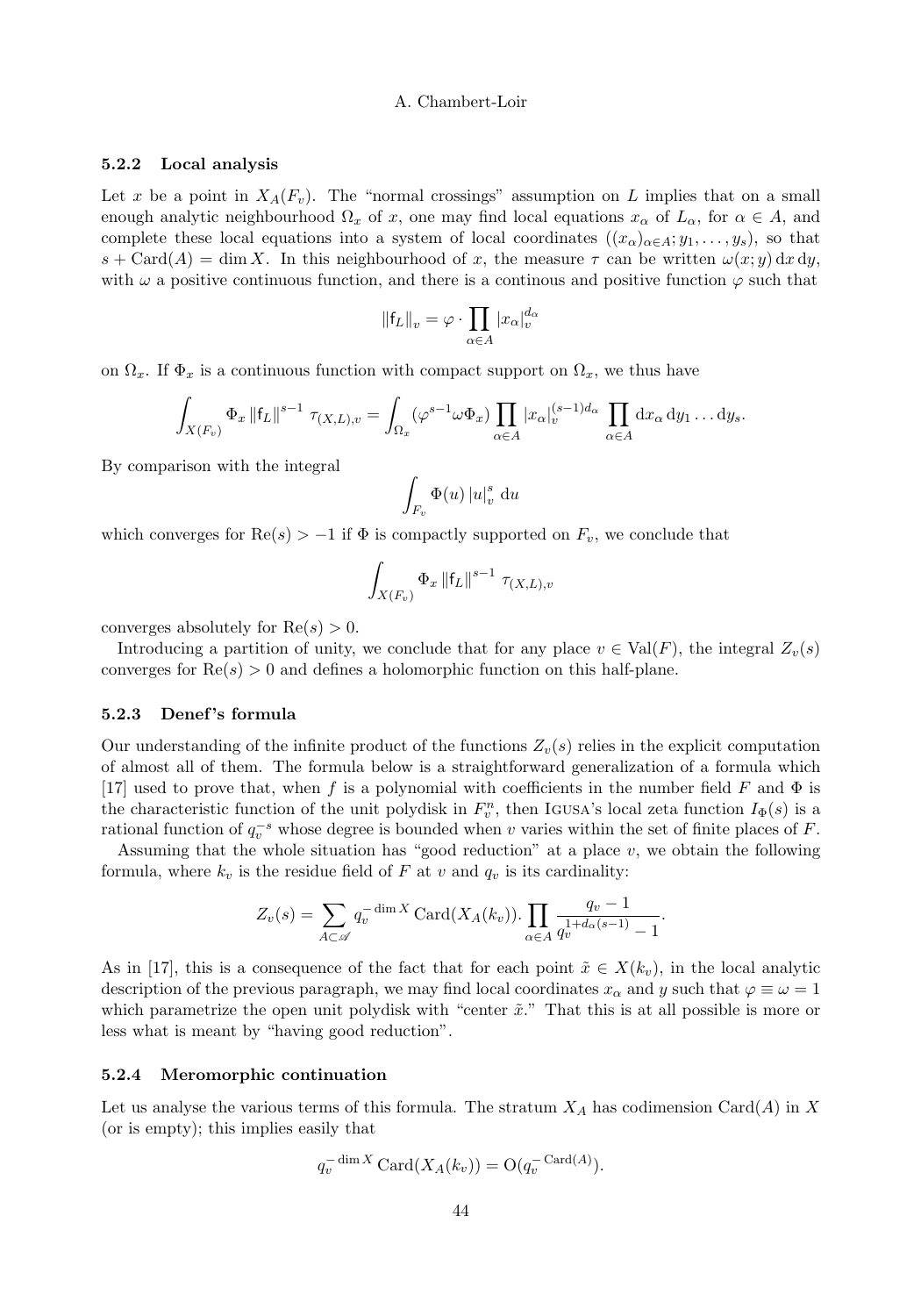### 5.2.2 Local analysis

Let $x$ be a point in $X_A(F_v)$. The "normal crossings" assumption on $L$ implies that on a small enough analytic neighbourhood $\Omega_x$ of $x$, one may find local equations $x_\alpha$ of $L_\alpha$, for $\alpha \in A$, and complete these local equations into a system of local coordinates $((x_\alpha)_{\alpha\in A}; y_1, \dots, y_s)$, so that $s + \operatorname{Card}(A) = \dim X$. In this neighbourhood of $x$, the measure $\tau$ can be written $\omega(x; y)\,\mathrm{d}x\,\mathrm{d}y$, with $\omega$ a positive continuous function, and there is a continous and positive function $\varphi$ such that

$$\|\mathsf{f}_L\|_v = \varphi \cdot \prod_{\alpha\in A} |x_\alpha|_v^{d_\alpha}$$

on $\Omega_x$. If $\Phi_x$ is a continuous function with compact support on $\Omega_x$, we thus have

$$\int_{X(F_v)} \Phi_x \|\mathsf{f}_L\|^{s-1}\ \tau_{(X,L),v} = \int_{\Omega_x} (\varphi^{s-1}\omega\Phi_x) \prod_{\alpha\in A} |x_\alpha|_v^{(s-1)d_\alpha} \prod_{\alpha\in A} \mathrm{d}x_\alpha\,\mathrm{d}y_1 \dots \mathrm{d}y_s.$$

By comparison with the integral

$$\int_{F_v} \Phi(u)\,|u|_v^s\ \mathrm{d}u$$

which converges for $\operatorname{Re}(s) > -1$ if $\Phi$ is compactly supported on $F_v$, we conclude that

$$\int_{X(F_v)} \Phi_x \|\mathsf{f}_L\|^{s-1}\ \tau_{(X,L),v}$$

converges absolutely for $\operatorname{Re}(s) > 0$.

Introducing a partition of unity, we conclude that for any place $v \in \operatorname{Val}(F)$, the integral $Z_v(s)$ converges for $\operatorname{Re}(s) > 0$ and defines a holomorphic function on this half-plane.

### 5.2.3 Denef's formula

Our understanding of the infinite product of the functions $Z_v(s)$ relies in the explicit computation of almost all of them. The formula below is a straightforward generalization of a formula which [17] used to prove that, when $f$ is a polynomial with coefficients in the number field $F$ and $\Phi$ is the characteristic function of the unit polydisk in $F_v^n$, then Igusa's local zeta function $I_\Phi(s)$ is a rational function of $q_v^{-s}$ whose degree is bounded when $v$ varies within the set of finite places of $F$.

Assuming that the whole situation has "good reduction" at a place $v$, we obtain the following formula, where $k_v$ is the residue field of $F$ at $v$ and $q_v$ is its cardinality:

$$Z_v(s) = \sum_{A\subset\mathscr{A}} q_v^{-\dim X} \operatorname{Card}(X_A(k_v)). \prod_{\alpha\in A} \frac{q_v - 1}{q_v^{1+d_\alpha(s-1)} - 1}.$$

As in [17], this is a consequence of the fact that for each point $\tilde{x} \in X(k_v)$, in the local analytic description of the previous paragraph, we may find local coordinates $x_\alpha$ and $y$ such that $\varphi \equiv \omega = 1$ which parametrize the open unit polydisk with "center $\tilde{x}$." That this is at all possible is more or less what is meant by "having good reduction".

### 5.2.4 Meromorphic continuation

Let us analyse the various terms of this formula. The stratum $X_A$ has codimension $\operatorname{Card}(A)$ in $X$ (or is empty); this implies easily that

$$q_v^{-\dim X} \operatorname{Card}(X_A(k_v)) = \mathrm{O}(q_v^{-\operatorname{Card}(A)}).$$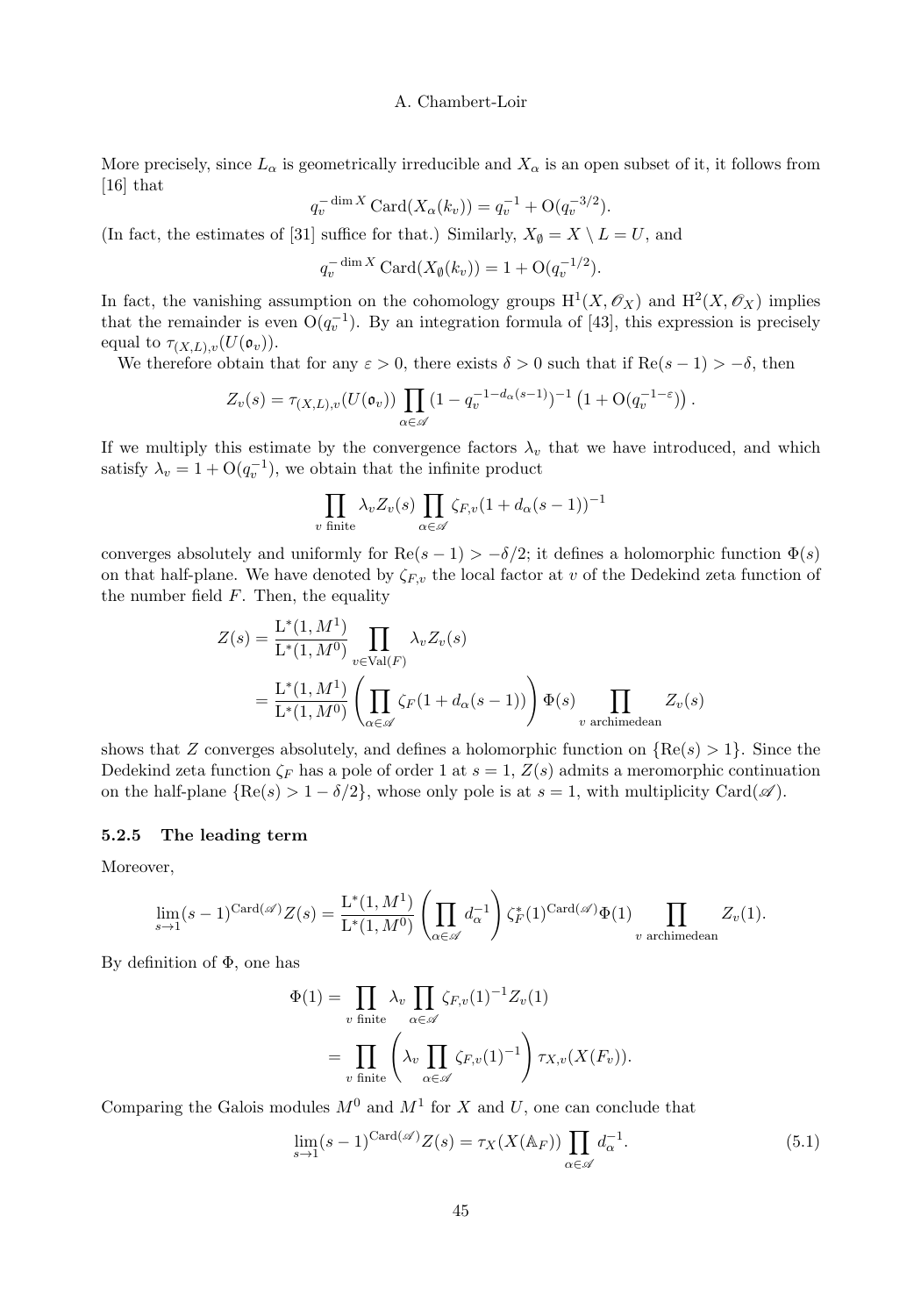More precisely, since $L_\alpha$ is geometrically irreducible and $X_\alpha$ is an open subset of it, it follows from [16] that

$$q_v^{-\dim X}\operatorname{Card}(X_\alpha(k_v)) = q_v^{-1} + \mathrm{O}(q_v^{-3/2}).$$

(In fact, the estimates of [31] suffice for that.) Similarly, $X_\emptyset = X \setminus L = U$, and

$$q_v^{-\dim X}\operatorname{Card}(X_\emptyset(k_v)) = 1 + \mathrm{O}(q_v^{-1/2}).$$

In fact, the vanishing assumption on the cohomology groups $\mathrm{H}^1(X,\mathscr{O}_X)$ and $\mathrm{H}^2(X,\mathscr{O}_X)$ implies that the remainder is even $\mathrm{O}(q_v^{-1})$. By an integration formula of [43], this expression is precisely equal to $\tau_{(X,L),v}(U(\mathfrak{o}_v))$.

We therefore obtain that for any $\varepsilon > 0$, there exists $\delta > 0$ such that if $\operatorname{Re}(s-1) > -\delta$, then

$$Z_v(s) = \tau_{(X,L),v}(U(\mathfrak{o}_v)) \prod_{\alpha\in\mathscr{A}} (1 - q_v^{-1-d_\alpha(s-1)})^{-1}\left(1 + \mathrm{O}(q_v^{-1-\varepsilon})\right).$$

If we multiply this estimate by the convergence factors $\lambda_v$ that we have introduced, and which satisfy $\lambda_v = 1 + \mathrm{O}(q_v^{-1})$, we obtain that the infinite product

$$\prod_{v \text{ finite}} \lambda_v Z_v(s) \prod_{\alpha\in\mathscr{A}} \zeta_{F,v}(1 + d_\alpha(s-1))^{-1}$$

converges absolutely and uniformly for $\operatorname{Re}(s-1) > -\delta/2$; it defines a holomorphic function $\Phi(s)$ on that half-plane. We have denoted by $\zeta_{F,v}$ the local factor at $v$ of the Dedekind zeta function of the number field $F$. Then, the equality

$$\begin{aligned}
Z(s) &= \frac{\mathrm{L}^*(1,M^1)}{\mathrm{L}^*(1,M^0)} \prod_{v\in\operatorname{Val}(F)} \lambda_v Z_v(s) \\
&= \frac{\mathrm{L}^*(1,M^1)}{\mathrm{L}^*(1,M^0)} \left(\prod_{\alpha\in\mathscr{A}} \zeta_F(1 + d_\alpha(s-1))\right) \Phi(s) \prod_{v \text{ archimedean}} Z_v(s)
\end{aligned}$$

shows that $Z$ converges absolutely, and defines a holomorphic function on $\{\operatorname{Re}(s) > 1\}$. Since the Dedekind zeta function $\zeta_F$ has a pole of order 1 at $s = 1$, $Z(s)$ admits a meromorphic continuation on the half-plane $\{\operatorname{Re}(s) > 1 - \delta/2\}$, whose only pole is at $s = 1$, with multiplicity $\operatorname{Card}(\mathscr{A})$.

### 5.2.5 The leading term

Moreover,

$$\lim_{s\to 1} (s-1)^{\operatorname{Card}(\mathscr{A})} Z(s) = \frac{\mathrm{L}^*(1,M^1)}{\mathrm{L}^*(1,M^0)} \left(\prod_{\alpha\in\mathscr{A}} d_\alpha^{-1}\right) \zeta_F^*(1)^{\operatorname{Card}(\mathscr{A})} \Phi(1) \prod_{v \text{ archimedean}} Z_v(1).$$

By definition of $\Phi$, one has

$$\begin{aligned}
\Phi(1) &= \prod_{v \text{ finite}} \lambda_v \prod_{\alpha\in\mathscr{A}} \zeta_{F,v}(1)^{-1} Z_v(1) \\
&= \prod_{v \text{ finite}} \left(\lambda_v \prod_{\alpha\in\mathscr{A}} \zeta_{F,v}(1)^{-1}\right) \tau_{X,v}(X(F_v)).
\end{aligned}$$

Comparing the Galois modules $M^0$ and $M^1$ for $X$ and $U$, one can conclude that

$$\lim_{s\to 1} (s-1)^{\operatorname{Card}(\mathscr{A})} Z(s) = \tau_X(X(\mathbb{A}_F)) \prod_{\alpha\in\mathscr{A}} d_\alpha^{-1}. \tag{5.1}$$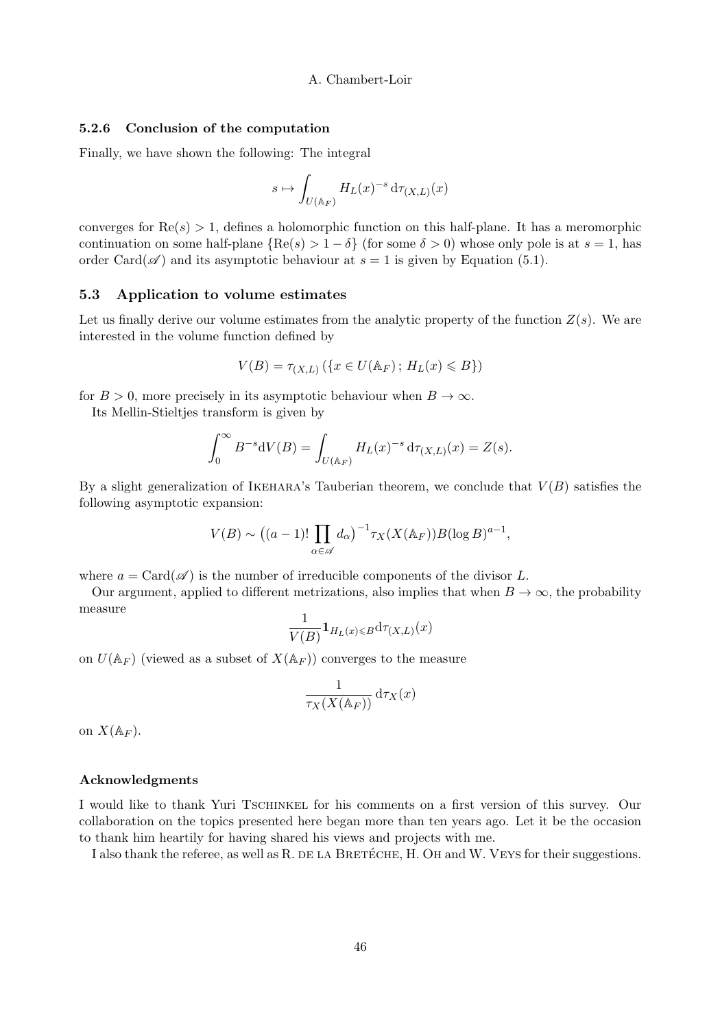### 5.2.6 Conclusion of the computation

Finally, we have shown the following: The integral

$$s \mapsto \int_{U(\mathbb{A}_F)} H_L(x)^{-s} \, \mathrm{d}\tau_{(X,L)}(x)$$

converges for $\mathrm{Re}(s) > 1$, defines a holomorphic function on this half-plane. It has a meromorphic continuation on some half-plane $\{\mathrm{Re}(s) > 1 - \delta\}$ (for some $\delta > 0$) whose only pole is at $s = 1$, has order $\mathrm{Card}(\mathscr{A})$ and its asymptotic behaviour at $s = 1$ is given by Equation (5.1).

## 5.3 Application to volume estimates

Let us finally derive our volume estimates from the analytic property of the function $Z(s)$. We are interested in the volume function defined by

$$V(B) = \tau_{(X,L)}\left(\{x \in U(\mathbb{A}_F) \, ; \, H_L(x) \leqslant B\}\right)$$

for $B > 0$, more precisely in its asymptotic behaviour when $B \to \infty$.

Its Mellin-Stieltjes transform is given by

$$\int_0^\infty B^{-s} \mathrm{d}V(B) = \int_{U(\mathbb{A}_F)} H_L(x)^{-s} \, \mathrm{d}\tau_{(X,L)}(x) = Z(s).$$

By a slight generalization of Ikehara's Tauberian theorem, we conclude that $V(B)$ satisfies the following asymptotic expansion:

$$V(B) \sim \big((a-1)! \prod_{\alpha \in \mathscr{A}} d_\alpha\big)^{-1} \tau_X(X(\mathbb{A}_F)) B (\log B)^{a-1},$$

where $a = \mathrm{Card}(\mathscr{A})$ is the number of irreducible components of the divisor $L$.

Our argument, applied to different metrizations, also implies that when $B \to \infty$, the probability measure

$$\frac{1}{V(B)} \mathbf{1}_{H_L(x) \leqslant B} \mathrm{d}\tau_{(X,L)}(x)$$

on $U(\mathbb{A}_F)$ (viewed as a subset of $X(\mathbb{A}_F)$) converges to the measure

$$\frac{1}{\tau_X(X(\mathbb{A}_F))} \, \mathrm{d}\tau_X(x)$$

on $X(\mathbb{A}_F)$.

#### Acknowledgments

I would like to thank Yuri Tschinkel for his comments on a first version of this survey. Our collaboration on the topics presented here began more than ten years ago. Let it be the occasion to thank him heartily for having shared his views and projects with me.

I also thank the referee, as well as R. de la Bretéche, H. Oh and W. Veys for their suggestions.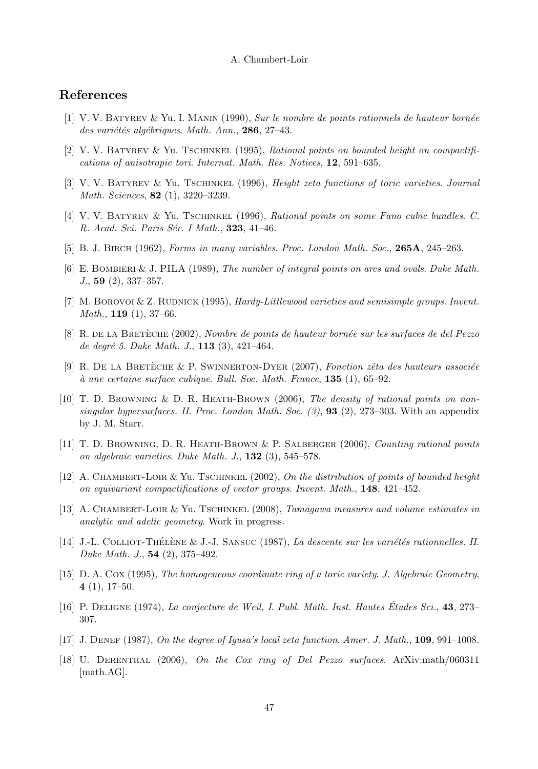## References

[1] V. V. Batyrev & Yu. I. Manin (1990), *Sur le nombre de points rationnels de hauteur bornée des variétés algébriques*. *Math. Ann.*, **286**, 27–43.

[2] V. V. Batyrev & Yu. Tschinkel (1995), *Rational points on bounded height on compactifications of anisotropic tori*. *Internat. Math. Res. Notices*, **12**, 591–635.

[3] V. V. Batyrev & Yu. Tschinkel (1996), *Height zeta functions of toric varieties*. *Journal Math. Sciences*, **82** (1), 3220–3239.

[4] V. V. Batyrev & Yu. Tschinkel (1996), *Rational points on some Fano cubic bundles*. *C. R. Acad. Sci. Paris Sér. I Math.*, **323**, 41–46.

[5] B. J. Birch (1962), *Forms in many variables*. *Proc. London Math. Soc.*, **265A**, 245–263.

[6] E. Bombieri & J. PILA (1989), *The number of integral points on arcs and ovals*. *Duke Math. J.*, **59** (2), 337–357.

[7] M. Borovoi & Z. Rudnick (1995), *Hardy-Littlewood varieties and semisimple groups*. *Invent. Math.*, **119** (1), 37–66.

[8] R. de la Bretèche (2002), *Nombre de points de hauteur bornée sur les surfaces de del Pezzo de degré 5*. *Duke Math. J.*, **113** (3), 421–464.

[9] R. De la Bretèche & P. Swinnerton-Dyer (2007), *Fonction zêta des hauteurs associée à une certaine surface cubique*. *Bull. Soc. Math. France*, **135** (1), 65–92.

[10] T. D. Browning & D. R. Heath-Brown (2006), *The density of rational points on non-singular hypersurfaces. II*. *Proc. London Math. Soc. (3)*, **93** (2), 273–303. With an appendix by J. M. Starr.

[11] T. D. Browning, D. R. Heath-Brown & P. Salberger (2006), *Counting rational points on algebraic varieties*. *Duke Math. J.*, **132** (3), 545–578.

[12] A. Chambert-Loir & Yu. Tschinkel (2002), *On the distribution of points of bounded height on equivariant compactifications of vector groups*. *Invent. Math.*, **148**, 421–452.

[13] A. Chambert-Loir & Yu. Tschinkel (2008), *Tamagawa measures and volume estimates in analytic and adelic geometry*. Work in progress.

[14] J.-L. Colliot-Thélène & J.-J. Sansuc (1987), *La descente sur les variétés rationnelles. II*. *Duke Math. J.*, **54** (2), 375–492.

[15] D. A. Cox (1995), *The homogeneous coordinate ring of a toric variety*. *J. Algebraic Geometry*, **4** (1), 17–50.

[16] P. Deligne (1974), *La conjecture de Weil, I*. *Publ. Math. Inst. Hautes Études Sci.*, **43**, 273–307.

[17] J. Denef (1987), *On the degree of Igusa's local zeta function*. *Amer. J. Math.*, **109**, 991–1008.

[18] U. Derenthal (2006), *On the Cox ring of Del Pezzo surfaces*. ArXiv:math/060311 [math.AG].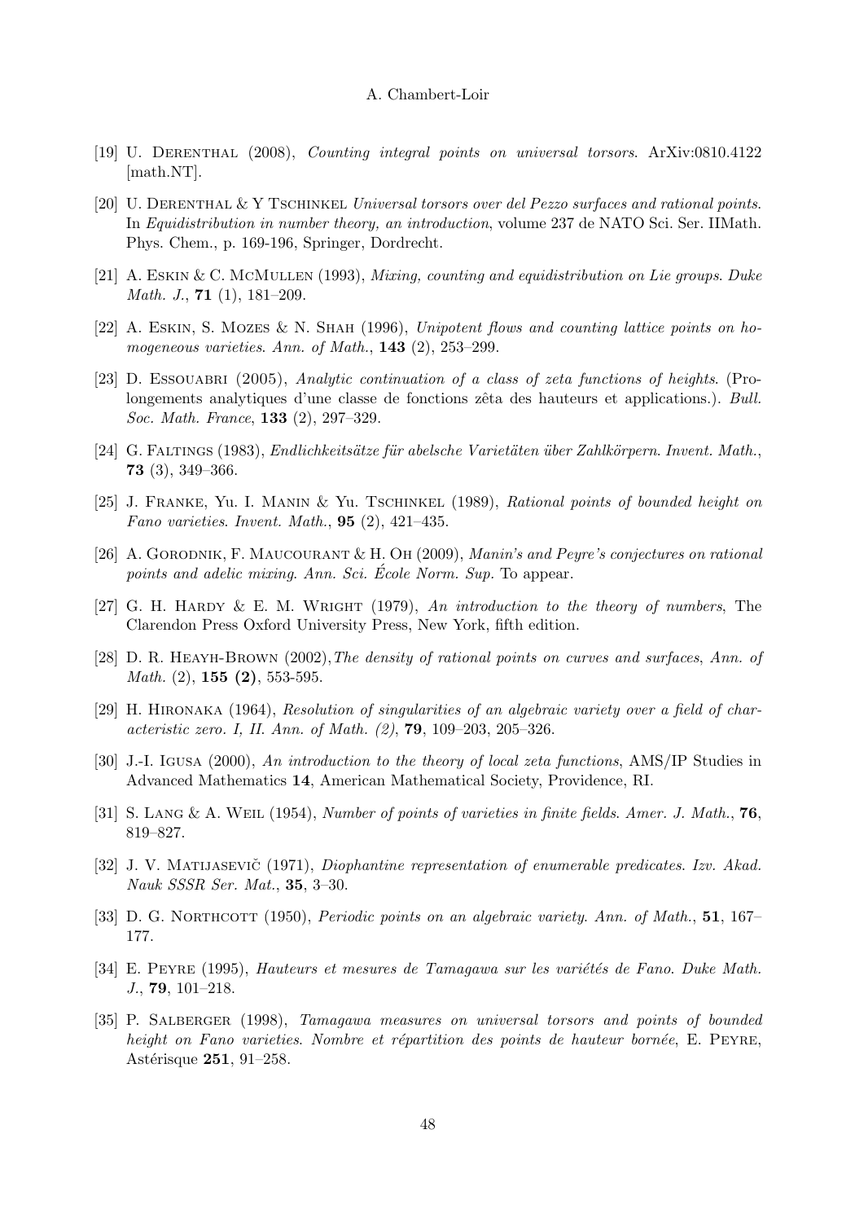[19] U. Derenthal (2008), *Counting integral points on universal torsors*. ArXiv:0810.4122 [math.NT].

[20] U. Derenthal & Y Tschinkel *Universal torsors over del Pezzo surfaces and rational points*. In *Equidistribution in number theory, an introduction*, volume 237 de NATO Sci. Ser. IIMath. Phys. Chem., p. 169-196, Springer, Dordrecht.

[21] A. Eskin & C. McMullen (1993), *Mixing, counting and equidistribution on Lie groups*. *Duke Math. J.*, **71** (1), 181–209.

[22] A. Eskin, S. Mozes & N. Shah (1996), *Unipotent flows and counting lattice points on homogeneous varieties*. *Ann. of Math.*, **143** (2), 253–299.

[23] D. Essouabri (2005), *Analytic continuation of a class of zeta functions of heights*. (Prolongements analytiques d'une classe de fonctions zêta des hauteurs et applications.). *Bull. Soc. Math. France*, **133** (2), 297–329.

[24] G. Faltings (1983), *Endlichkeitsätze für abelsche Varietäten über Zahlkörpern*. *Invent. Math.*, **73** (3), 349–366.

[25] J. Franke, Yu. I. Manin & Yu. Tschinkel (1989), *Rational points of bounded height on Fano varieties*. *Invent. Math.*, **95** (2), 421–435.

[26] A. Gorodnik, F. Maucourant & H. Oh (2009), *Manin's and Peyre's conjectures on rational points and adelic mixing*. *Ann. Sci. École Norm. Sup.* To appear.

[27] G. H. Hardy & E. M. Wright (1979), *An introduction to the theory of numbers*, The Clarendon Press Oxford University Press, New York, fifth edition.

[28] D. R. Heayh-Brown (2002),*The density of rational points on curves and surfaces*, *Ann. of Math.* (2), **155 (2)**, 553-595.

[29] H. Hironaka (1964), *Resolution of singularities of an algebraic variety over a field of characteristic zero. I, II. Ann. of Math. (2)*, **79**, 109–203, 205–326.

[30] J.-I. Igusa (2000), *An introduction to the theory of local zeta functions*, AMS/IP Studies in Advanced Mathematics **14**, American Mathematical Society, Providence, RI.

[31] S. Lang & A. Weil (1954), *Number of points of varieties in finite fields*. *Amer. J. Math.*, **76**, 819–827.

[32] J. V. Matijasevič (1971), *Diophantine representation of enumerable predicates*. *Izv. Akad. Nauk SSSR Ser. Mat.*, **35**, 3–30.

[33] D. G. Northcott (1950), *Periodic points on an algebraic variety*. *Ann. of Math.*, **51**, 167–177.

[34] E. Peyre (1995), *Hauteurs et mesures de Tamagawa sur les variétés de Fano*. *Duke Math. J.*, **79**, 101–218.

[35] P. Salberger (1998), *Tamagawa measures on universal torsors and points of bounded height on Fano varieties*. *Nombre et répartition des points de hauteur bornée*, E. Peyre, Astérisque **251**, 91–258.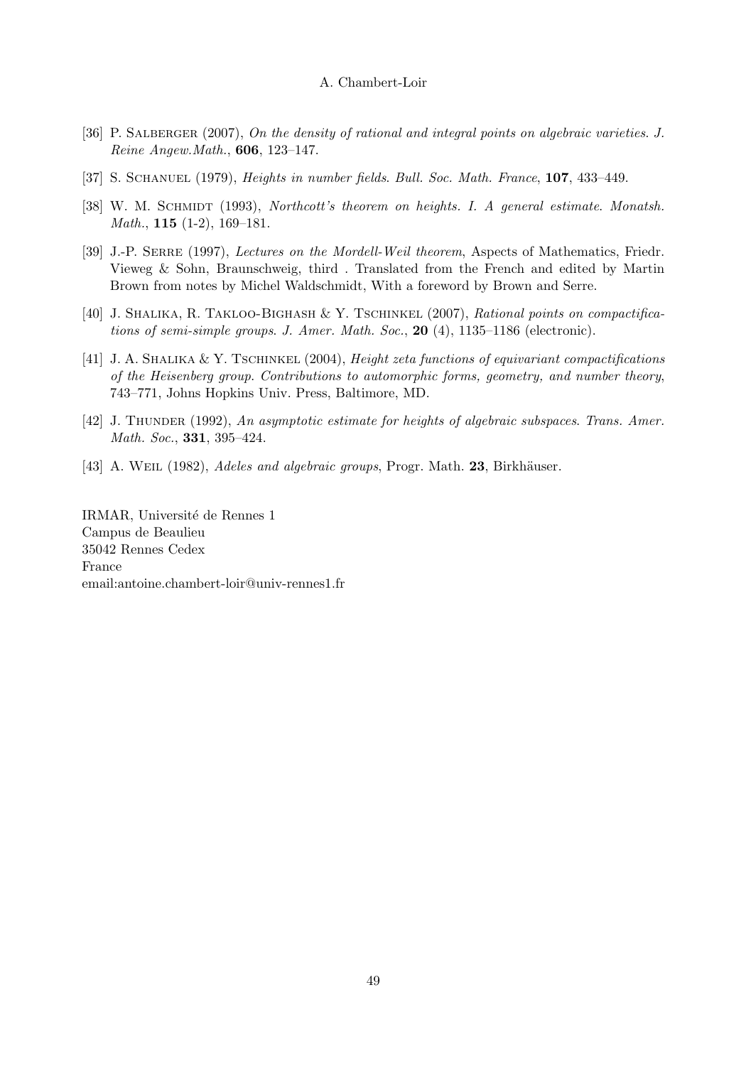[36] P. Salberger (2007), *On the density of rational and integral points on algebraic varieties. J. Reine Angew.Math.*, **606**, 123–147.

[37] S. Schanuel (1979), *Heights in number fields. Bull. Soc. Math. France*, **107**, 433–449.

[38] W. M. Schmidt (1993), *Northcott's theorem on heights. I. A general estimate. Monatsh. Math.*, **115** (1-2), 169–181.

[39] J.-P. Serre (1997), *Lectures on the Mordell-Weil theorem*, Aspects of Mathematics, Friedr. Vieweg & Sohn, Braunschweig, third . Translated from the French and edited by Martin Brown from notes by Michel Waldschmidt, With a foreword by Brown and Serre.

[40] J. Shalika, R. Takloo-Bighash & Y. Tschinkel (2007), *Rational points on compactifications of semi-simple groups. J. Amer. Math. Soc.*, **20** (4), 1135–1186 (electronic).

[41] J. A. Shalika & Y. Tschinkel (2004), *Height zeta functions of equivariant compactifications of the Heisenberg group. Contributions to automorphic forms, geometry, and number theory*, 743–771, Johns Hopkins Univ. Press, Baltimore, MD.

[42] J. Thunder (1992), *An asymptotic estimate for heights of algebraic subspaces. Trans. Amer. Math. Soc.*, **331**, 395–424.

[43] A. Weil (1982), *Adeles and algebraic groups*, Progr. Math. **23**, Birkhäuser.

IRMAR, Université de Rennes 1
Campus de Beaulieu
35042 Rennes Cedex
France
email:antoine.chambert-loir@univ-rennes1.fr